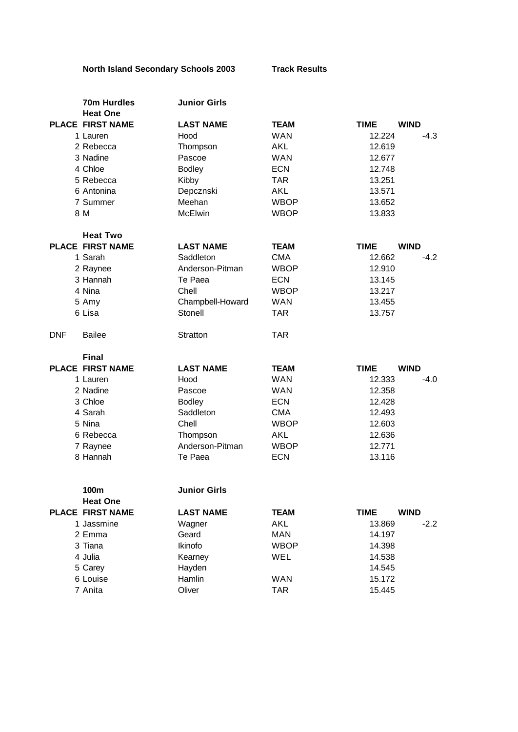**North Island Secondary Schools 2003** **Track Results**

### 70m Hurdles — Junior Girls

**Heat One**

| PLACE | FIRST NAME | LAST NAME | TEAM | TIME | WIND |
|---|---|---|---|---|---|
| 1 | Lauren | Hood | WAN | 12.224 | -4.3 |
| 2 | Rebecca | Thompson | AKL | 12.619 | |
| 3 | Nadine | Pascoe | WAN | 12.677 | |
| 4 | Chloe | Bodley | ECN | 12.748 | |
| 5 | Rebecca | Kibby | TAR | 13.251 | |
| 6 | Antonina | Depcznski | AKL | 13.571 | |
| 7 | Summer | Meehan | WBOP | 13.652 | |
| 8 | M | McElwin | WBOP | 13.833 | |

**Heat Two**

| PLACE | FIRST NAME | LAST NAME | TEAM | TIME | WIND |
|---|---|---|---|---|---|
| 1 | Sarah | Saddleton | CMA | 12.662 | -4.2 |
| 2 | Raynee | Anderson-Pitman | WBOP | 12.910 | |
| 3 | Hannah | Te Paea | ECN | 13.145 | |
| 4 | Nina | Chell | WBOP | 13.217 | |
| 5 | Amy | Champbell-Howard | WAN | 13.455 | |
| 6 | Lisa | Stonell | TAR | 13.757 | |
| DNF | Bailee | Stratton | TAR | | |

**Final**

| PLACE | FIRST NAME | LAST NAME | TEAM | TIME | WIND |
|---|---|---|---|---|---|
| 1 | Lauren | Hood | WAN | 12.333 | -4.0 |
| 2 | Nadine | Pascoe | WAN | 12.358 | |
| 3 | Chloe | Bodley | ECN | 12.428 | |
| 4 | Sarah | Saddleton | CMA | 12.493 | |
| 5 | Nina | Chell | WBOP | 12.603 | |
| 6 | Rebecca | Thompson | AKL | 12.636 | |
| 7 | Raynee | Anderson-Pitman | WBOP | 12.771 | |
| 8 | Hannah | Te Paea | ECN | 13.116 | |

### 100m — Junior Girls

**Heat One**

| PLACE | FIRST NAME | LAST NAME | TEAM | TIME | WIND |
|---|---|---|---|---|---|
| 1 | Jassmine | Wagner | AKL | 13.869 | -2.2 |
| 2 | Emma | Geard | MAN | 14.197 | |
| 3 | Tiana | Ikinofo | WBOP | 14.398 | |
| 4 | Julia | Kearney | WEL | 14.538 | |
| 5 | Carey | Hayden | | 14.545 | |
| 6 | Louise | Hamlin | WAN | 15.172 | |
| 7 | Anita | Oliver | TAR | 15.445 | |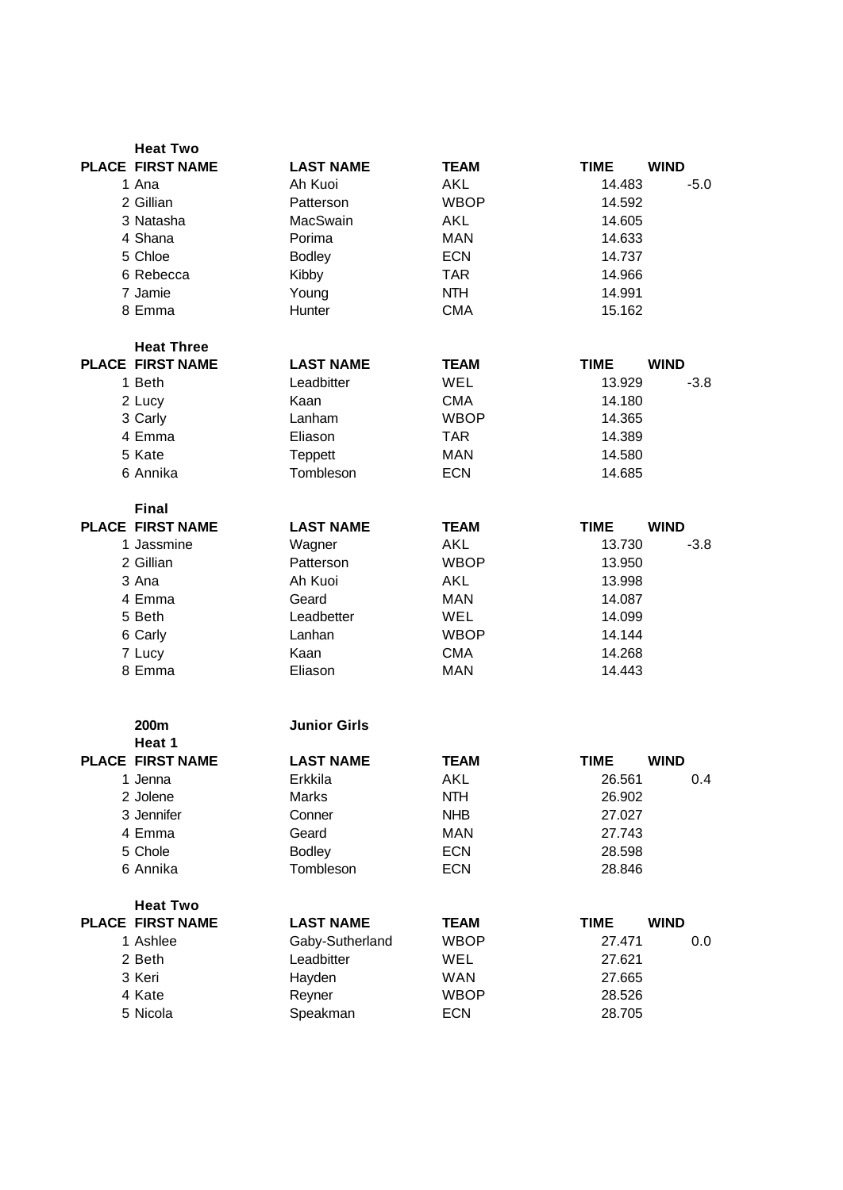### Heat Two

| PLACE | FIRST NAME | LAST NAME | TEAM | TIME | WIND |
|---|---|---|---|---|---|
| 1 | Ana | Ah Kuoi | AKL | 14.483 | -5.0 |
| 2 | Gillian | Patterson | WBOP | 14.592 | |
| 3 | Natasha | MacSwain | AKL | 14.605 | |
| 4 | Shana | Porima | MAN | 14.633 | |
| 5 | Chloe | Bodley | ECN | 14.737 | |
| 6 | Rebecca | Kibby | TAR | 14.966 | |
| 7 | Jamie | Young | NTH | 14.991 | |
| 8 | Emma | Hunter | CMA | 15.162 | |

### Heat Three

| PLACE | FIRST NAME | LAST NAME | TEAM | TIME | WIND |
|---|---|---|---|---|---|
| 1 | Beth | Leadbitter | WEL | 13.929 | -3.8 |
| 2 | Lucy | Kaan | CMA | 14.180 | |
| 3 | Carly | Lanham | WBOP | 14.365 | |
| 4 | Emma | Eliason | TAR | 14.389 | |
| 5 | Kate | Teppett | MAN | 14.580 | |
| 6 | Annika | Tombleson | ECN | 14.685 | |

### Final

| PLACE | FIRST NAME | LAST NAME | TEAM | TIME | WIND |
|---|---|---|---|---|---|
| 1 | Jassmine | Wagner | AKL | 13.730 | -3.8 |
| 2 | Gillian | Patterson | WBOP | 13.950 | |
| 3 | Ana | Ah Kuoi | AKL | 13.998 | |
| 4 | Emma | Geard | MAN | 14.087 | |
| 5 | Beth | Leadbetter | WEL | 14.099 | |
| 6 | Carly | Lanhan | WBOP | 14.144 | |
| 7 | Lucy | Kaan | CMA | 14.268 | |
| 8 | Emma | Eliason | MAN | 14.443 | |

## 200m Junior Girls

### Heat 1

| PLACE | FIRST NAME | LAST NAME | TEAM | TIME | WIND |
|---|---|---|---|---|---|
| 1 | Jenna | Erkkila | AKL | 26.561 | 0.4 |
| 2 | Jolene | Marks | NTH | 26.902 | |
| 3 | Jennifer | Conner | NHB | 27.027 | |
| 4 | Emma | Geard | MAN | 27.743 | |
| 5 | Chole | Bodley | ECN | 28.598 | |
| 6 | Annika | Tombleson | ECN | 28.846 | |

### Heat Two

| PLACE | FIRST NAME | LAST NAME | TEAM | TIME | WIND |
|---|---|---|---|---|---|
| 1 | Ashlee | Gaby-Sutherland | WBOP | 27.471 | 0.0 |
| 2 | Beth | Leadbitter | WEL | 27.621 | |
| 3 | Keri | Hayden | WAN | 27.665 | |
| 4 | Kate | Reyner | WBOP | 28.526 | |
| 5 | Nicola | Speakman | ECN | 28.705 | |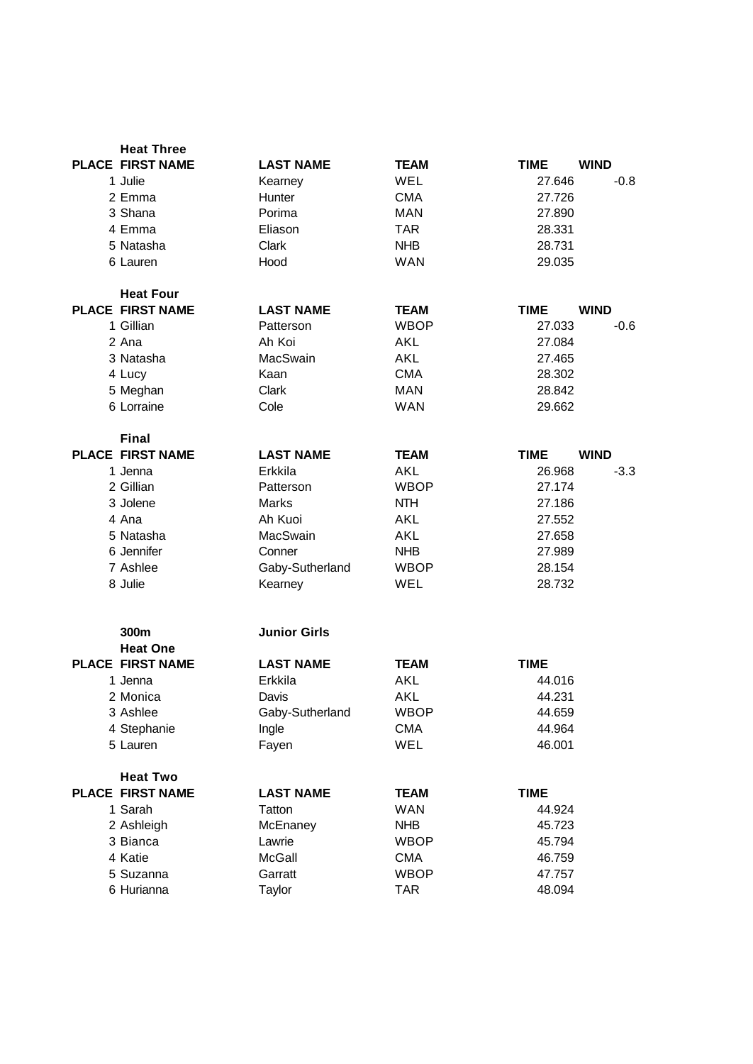### Heat Three

| PLACE | FIRST NAME | LAST NAME | TEAM | TIME | WIND |
|---|---|---|---|---|---|
| 1 | Julie | Kearney | WEL | 27.646 | -0.8 |
| 2 | Emma | Hunter | CMA | 27.726 | |
| 3 | Shana | Porima | MAN | 27.890 | |
| 4 | Emma | Eliason | TAR | 28.331 | |
| 5 | Natasha | Clark | NHB | 28.731 | |
| 6 | Lauren | Hood | WAN | 29.035 | |

### Heat Four

| PLACE | FIRST NAME | LAST NAME | TEAM | TIME | WIND |
|---|---|---|---|---|---|
| 1 | Gillian | Patterson | WBOP | 27.033 | -0.6 |
| 2 | Ana | Ah Koi | AKL | 27.084 | |
| 3 | Natasha | MacSwain | AKL | 27.465 | |
| 4 | Lucy | Kaan | CMA | 28.302 | |
| 5 | Meghan | Clark | MAN | 28.842 | |
| 6 | Lorraine | Cole | WAN | 29.662 | |

### Final

| PLACE | FIRST NAME | LAST NAME | TEAM | TIME | WIND |
|---|---|---|---|---|---|
| 1 | Jenna | Erkkila | AKL | 26.968 | -3.3 |
| 2 | Gillian | Patterson | WBOP | 27.174 | |
| 3 | Jolene | Marks | NTH | 27.186 | |
| 4 | Ana | Ah Kuoi | AKL | 27.552 | |
| 5 | Natasha | MacSwain | AKL | 27.658 | |
| 6 | Jennifer | Conner | NHB | 27.989 | |
| 7 | Ashlee | Gaby-Sutherland | WBOP | 28.154 | |
| 8 | Julie | Kearney | WEL | 28.732 | |

## 300m Junior Girls

### Heat One

| PLACE | FIRST NAME | LAST NAME | TEAM | TIME |
|---|---|---|---|---|
| 1 | Jenna | Erkkila | AKL | 44.016 |
| 2 | Monica | Davis | AKL | 44.231 |
| 3 | Ashlee | Gaby-Sutherland | WBOP | 44.659 |
| 4 | Stephanie | Ingle | CMA | 44.964 |
| 5 | Lauren | Fayen | WEL | 46.001 |

### Heat Two

| PLACE | FIRST NAME | LAST NAME | TEAM | TIME |
|---|---|---|---|---|
| 1 | Sarah | Tatton | WAN | 44.924 |
| 2 | Ashleigh | McEnaney | NHB | 45.723 |
| 3 | Bianca | Lawrie | WBOP | 45.794 |
| 4 | Katie | McGall | CMA | 46.759 |
| 5 | Suzanna | Garratt | WBOP | 47.757 |
| 6 | Hurianna | Taylor | TAR | 48.094 |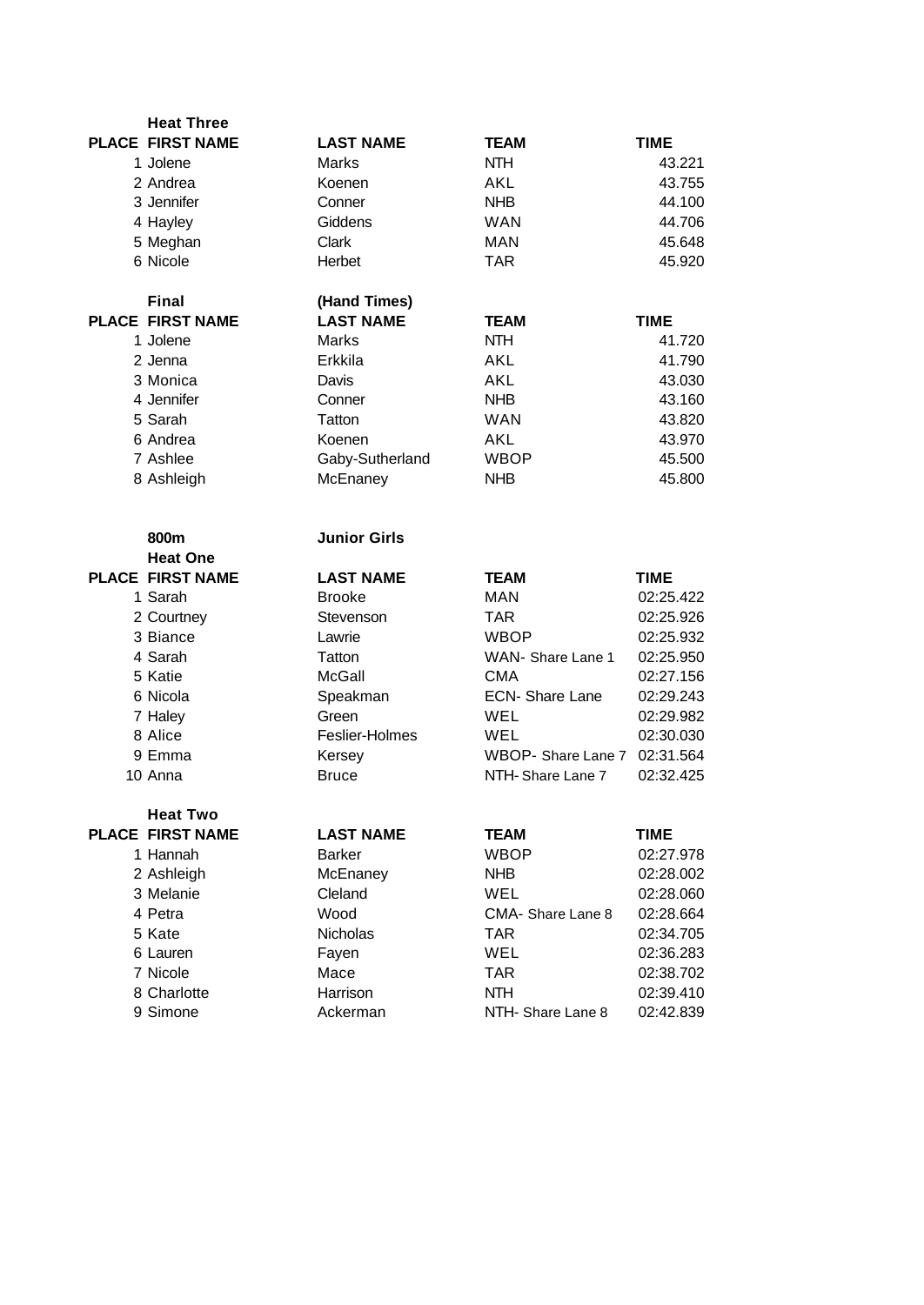### Heat Three

| PLACE | FIRST NAME | LAST NAME | TEAM | TIME |
|---|---|---|---|---|
| 1 | Jolene | Marks | NTH | 43.221 |
| 2 | Andrea | Koenen | AKL | 43.755 |
| 3 | Jennifer | Conner | NHB | 44.100 |
| 4 | Hayley | Giddens | WAN | 44.706 |
| 5 | Meghan | Clark | MAN | 45.648 |
| 6 | Nicole | Herbet | TAR | 45.920 |

### Final (Hand Times)

| PLACE | FIRST NAME | LAST NAME | TEAM | TIME |
|---|---|---|---|---|
| 1 | Jolene | Marks | NTH | 41.720 |
| 2 | Jenna | Erkkila | AKL | 41.790 |
| 3 | Monica | Davis | AKL | 43.030 |
| 4 | Jennifer | Conner | NHB | 43.160 |
| 5 | Sarah | Tatton | WAN | 43.820 |
| 6 | Andrea | Koenen | AKL | 43.970 |
| 7 | Ashlee | Gaby-Sutherland | WBOP | 45.500 |
| 8 | Ashleigh | McEnaney | NHB | 45.800 |

## 800m Junior Girls

### Heat One

| PLACE | FIRST NAME | LAST NAME | TEAM | TIME |
|---|---|---|---|---|
| 1 | Sarah | Brooke | MAN | 02:25.422 |
| 2 | Courtney | Stevenson | TAR | 02:25.926 |
| 3 | Biance | Lawrie | WBOP | 02:25.932 |
| 4 | Sarah | Tatton | WAN- Share Lane 1 | 02:25.950 |
| 5 | Katie | McGall | CMA | 02:27.156 |
| 6 | Nicola | Speakman | ECN- Share Lane | 02:29.243 |
| 7 | Haley | Green | WEL | 02:29.982 |
| 8 | Alice | Feslier-Holmes | WEL | 02:30.030 |
| 9 | Emma | Kersey | WBOP- Share Lane 7 | 02:31.564 |
| 10 | Anna | Bruce | NTH- Share Lane 7 | 02:32.425 |

### Heat Two

| PLACE | FIRST NAME | LAST NAME | TEAM | TIME |
|---|---|---|---|---|
| 1 | Hannah | Barker | WBOP | 02:27.978 |
| 2 | Ashleigh | McEnaney | NHB | 02:28.002 |
| 3 | Melanie | Cleland | WEL | 02:28.060 |
| 4 | Petra | Wood | CMA- Share Lane 8 | 02:28.664 |
| 5 | Kate | Nicholas | TAR | 02:34.705 |
| 6 | Lauren | Fayen | WEL | 02:36.283 |
| 7 | Nicole | Mace | TAR | 02:38.702 |
| 8 | Charlotte | Harrison | NTH | 02:39.410 |
| 9 | Simone | Ackerman | NTH- Share Lane 8 | 02:42.839 |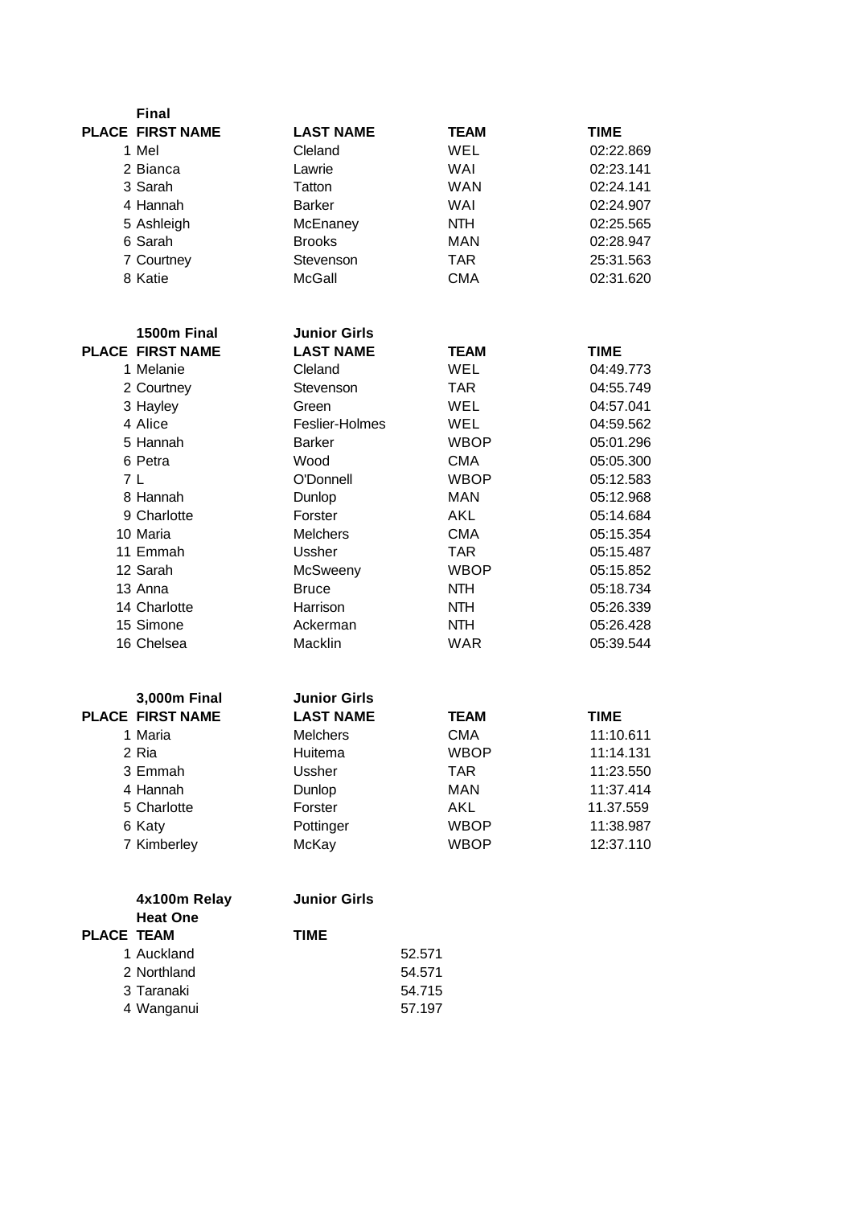**Final**

| PLACE | FIRST NAME | LAST NAME | TEAM | TIME |
|---|---|---|---|---|
| 1 | Mel | Cleland | WEL | 02:22.869 |
| 2 | Bianca | Lawrie | WAI | 02:23.141 |
| 3 | Sarah | Tatton | WAN | 02:24.141 |
| 4 | Hannah | Barker | WAI | 02:24.907 |
| 5 | Ashleigh | McEnaney | NTH | 02:25.565 |
| 6 | Sarah | Brooks | MAN | 02:28.947 |
| 7 | Courtney | Stevenson | TAR | 25:31.563 |
| 8 | Katie | McGall | CMA | 02:31.620 |

**1500m Final** **Junior Girls**

| PLACE | FIRST NAME | LAST NAME | TEAM | TIME |
|---|---|---|---|---|
| 1 | Melanie | Cleland | WEL | 04:49.773 |
| 2 | Courtney | Stevenson | TAR | 04:55.749 |
| 3 | Hayley | Green | WEL | 04:57.041 |
| 4 | Alice | Feslier-Holmes | WEL | 04:59.562 |
| 5 | Hannah | Barker | WBOP | 05:01.296 |
| 6 | Petra | Wood | CMA | 05:05.300 |
| 7 | L | O'Donnell | WBOP | 05:12.583 |
| 8 | Hannah | Dunlop | MAN | 05:12.968 |
| 9 | Charlotte | Forster | AKL | 05:14.684 |
| 10 | Maria | Melchers | CMA | 05:15.354 |
| 11 | Emmah | Ussher | TAR | 05:15.487 |
| 12 | Sarah | McSweeny | WBOP | 05:15.852 |
| 13 | Anna | Bruce | NTH | 05:18.734 |
| 14 | Charlotte | Harrison | NTH | 05:26.339 |
| 15 | Simone | Ackerman | NTH | 05:26.428 |
| 16 | Chelsea | Macklin | WAR | 05:39.544 |

**3,000m Final** **Junior Girls**

| PLACE | FIRST NAME | LAST NAME | TEAM | TIME |
|---|---|---|---|---|
| 1 | Maria | Melchers | CMA | 11:10.611 |
| 2 | Ria | Huitema | WBOP | 11:14.131 |
| 3 | Emmah | Ussher | TAR | 11:23.550 |
| 4 | Hannah | Dunlop | MAN | 11:37.414 |
| 5 | Charlotte | Forster | AKL | 11.37.559 |
| 6 | Katy | Pottinger | WBOP | 11:38.987 |
| 7 | Kimberley | McKay | WBOP | 12:37.110 |

**4x100m Relay** **Junior Girls**
**Heat One**

| PLACE | TEAM | TIME |
|---|---|---|
| 1 | Auckland | 52.571 |
| 2 | Northland | 54.571 |
| 3 | Taranaki | 54.715 |
| 4 | Wanganui | 57.197 |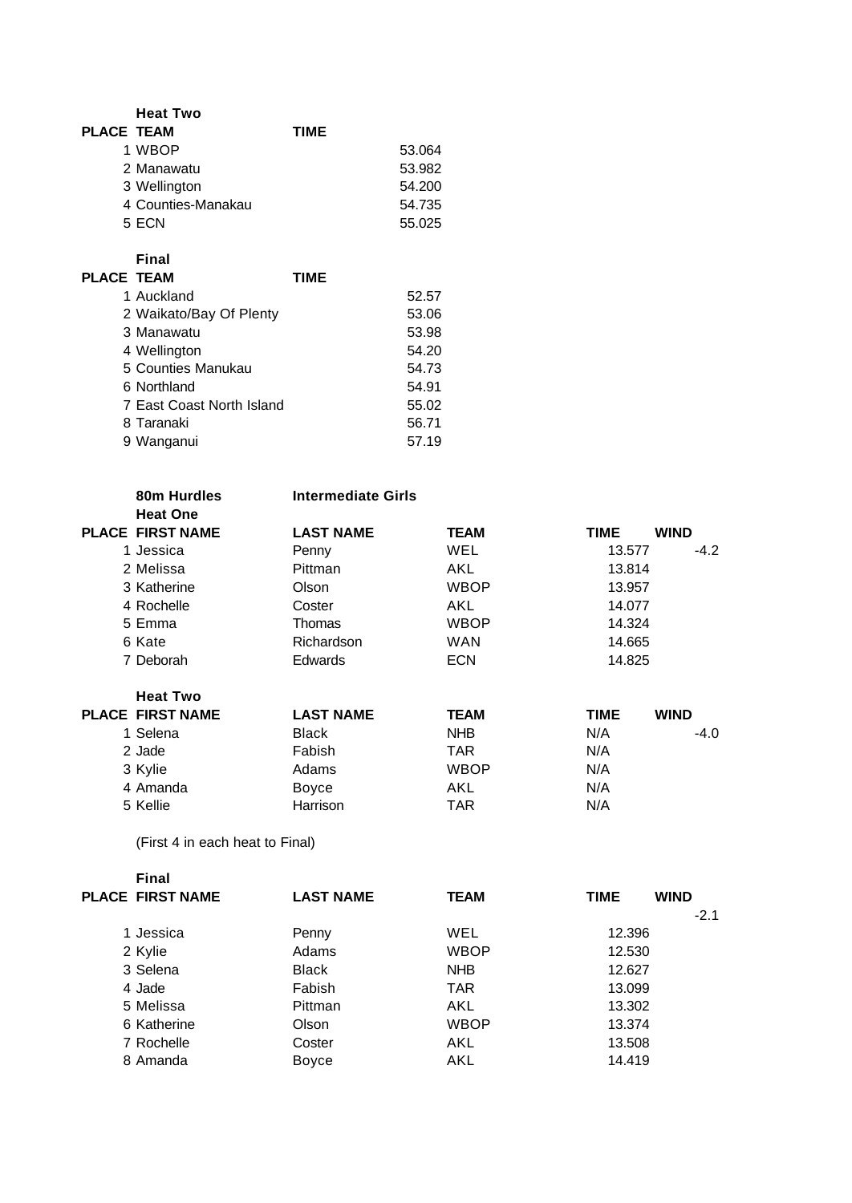**Heat Two**

| PLACE | TEAM | TIME |
|---|---|---|
| 1 | WBOP | 53.064 |
| 2 | Manawatu | 53.982 |
| 3 | Wellington | 54.200 |
| 4 | Counties-Manakau | 54.735 |
| 5 | ECN | 55.025 |

**Final**

| PLACE | TEAM | TIME |
|---|---|---|
| 1 | Auckland | 52.57 |
| 2 | Waikato/Bay Of Plenty | 53.06 |
| 3 | Manawatu | 53.98 |
| 4 | Wellington | 54.20 |
| 5 | Counties Manukau | 54.73 |
| 6 | Northland | 54.91 |
| 7 | East Coast North Island | 55.02 |
| 8 | Taranaki | 56.71 |
| 9 | Wanganui | 57.19 |

**80m Hurdles** **Intermediate Girls**

**Heat One**

| PLACE | FIRST NAME | LAST NAME | TEAM | TIME | WIND |
|---|---|---|---|---|---|
| 1 | Jessica | Penny | WEL | 13.577 | -4.2 |
| 2 | Melissa | Pittman | AKL | 13.814 | |
| 3 | Katherine | Olson | WBOP | 13.957 | |
| 4 | Rochelle | Coster | AKL | 14.077 | |
| 5 | Emma | Thomas | WBOP | 14.324 | |
| 6 | Kate | Richardson | WAN | 14.665 | |
| 7 | Deborah | Edwards | ECN | 14.825 | |

**Heat Two**

| PLACE | FIRST NAME | LAST NAME | TEAM | TIME | WIND |
|---|---|---|---|---|---|
| 1 | Selena | Black | NHB | N/A | -4.0 |
| 2 | Jade | Fabish | TAR | N/A | |
| 3 | Kylie | Adams | WBOP | N/A | |
| 4 | Amanda | Boyce | AKL | N/A | |
| 5 | Kellie | Harrison | TAR | N/A | |

(First 4 in each heat to Final)

**Final**

| PLACE | FIRST NAME | LAST NAME | TEAM | TIME | WIND |
|---|---|---|---|---|---|
| | | | | | -2.1 |
| 1 | Jessica | Penny | WEL | 12.396 | |
| 2 | Kylie | Adams | WBOP | 12.530 | |
| 3 | Selena | Black | NHB | 12.627 | |
| 4 | Jade | Fabish | TAR | 13.099 | |
| 5 | Melissa | Pittman | AKL | 13.302 | |
| 6 | Katherine | Olson | WBOP | 13.374 | |
| 7 | Rochelle | Coster | AKL | 13.508 | |
| 8 | Amanda | Boyce | AKL | 14.419 | |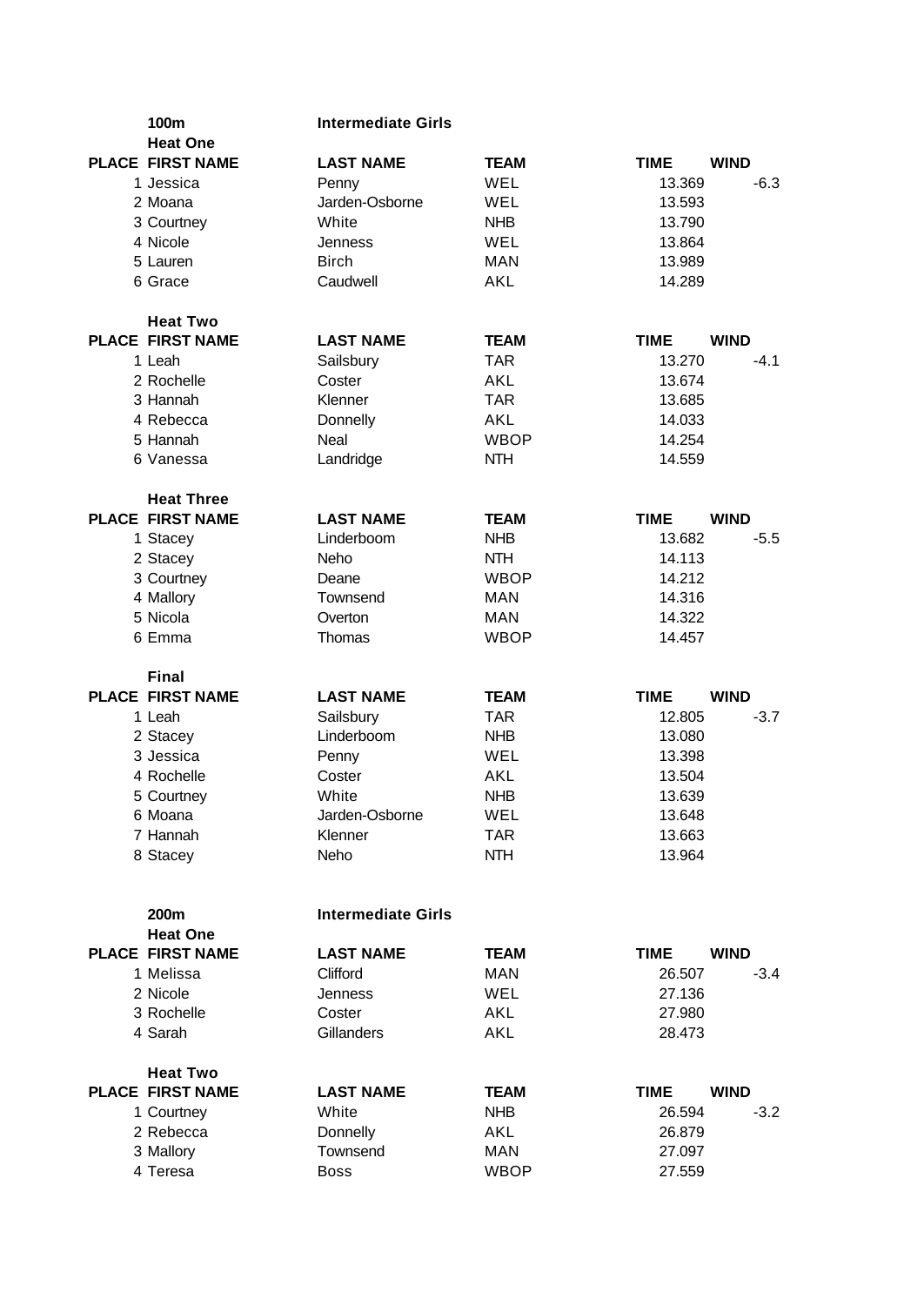## 100m — Intermediate Girls

### Heat One

| PLACE | FIRST NAME | LAST NAME | TEAM | TIME | WIND |
|---|---|---|---|---|---|
| 1 | Jessica | Penny | WEL | 13.369 | -6.3 |
| 2 | Moana | Jarden-Osborne | WEL | 13.593 | |
| 3 | Courtney | White | NHB | 13.790 | |
| 4 | Nicole | Jenness | WEL | 13.864 | |
| 5 | Lauren | Birch | MAN | 13.989 | |
| 6 | Grace | Caudwell | AKL | 14.289 | |

### Heat Two

| PLACE | FIRST NAME | LAST NAME | TEAM | TIME | WIND |
|---|---|---|---|---|---|
| 1 | Leah | Sailsbury | TAR | 13.270 | -4.1 |
| 2 | Rochelle | Coster | AKL | 13.674 | |
| 3 | Hannah | Klenner | TAR | 13.685 | |
| 4 | Rebecca | Donnelly | AKL | 14.033 | |
| 5 | Hannah | Neal | WBOP | 14.254 | |
| 6 | Vanessa | Landridge | NTH | 14.559 | |

### Heat Three

| PLACE | FIRST NAME | LAST NAME | TEAM | TIME | WIND |
|---|---|---|---|---|---|
| 1 | Stacey | Linderboom | NHB | 13.682 | -5.5 |
| 2 | Stacey | Neho | NTH | 14.113 | |
| 3 | Courtney | Deane | WBOP | 14.212 | |
| 4 | Mallory | Townsend | MAN | 14.316 | |
| 5 | Nicola | Overton | MAN | 14.322 | |
| 6 | Emma | Thomas | WBOP | 14.457 | |

### Final

| PLACE | FIRST NAME | LAST NAME | TEAM | TIME | WIND |
|---|---|---|---|---|---|
| 1 | Leah | Sailsbury | TAR | 12.805 | -3.7 |
| 2 | Stacey | Linderboom | NHB | 13.080 | |
| 3 | Jessica | Penny | WEL | 13.398 | |
| 4 | Rochelle | Coster | AKL | 13.504 | |
| 5 | Courtney | White | NHB | 13.639 | |
| 6 | Moana | Jarden-Osborne | WEL | 13.648 | |
| 7 | Hannah | Klenner | TAR | 13.663 | |
| 8 | Stacey | Neho | NTH | 13.964 | |

## 200m — Intermediate Girls

### Heat One

| PLACE | FIRST NAME | LAST NAME | TEAM | TIME | WIND |
|---|---|---|---|---|---|
| 1 | Melissa | Clifford | MAN | 26.507 | -3.4 |
| 2 | Nicole | Jenness | WEL | 27.136 | |
| 3 | Rochelle | Coster | AKL | 27.980 | |
| 4 | Sarah | Gillanders | AKL | 28.473 | |

### Heat Two

| PLACE | FIRST NAME | LAST NAME | TEAM | TIME | WIND |
|---|---|---|---|---|---|
| 1 | Courtney | White | NHB | 26.594 | -3.2 |
| 2 | Rebecca | Donnelly | AKL | 26.879 | |
| 3 | Mallory | Townsend | MAN | 27.097 | |
| 4 | Teresa | Boss | WBOP | 27.559 | |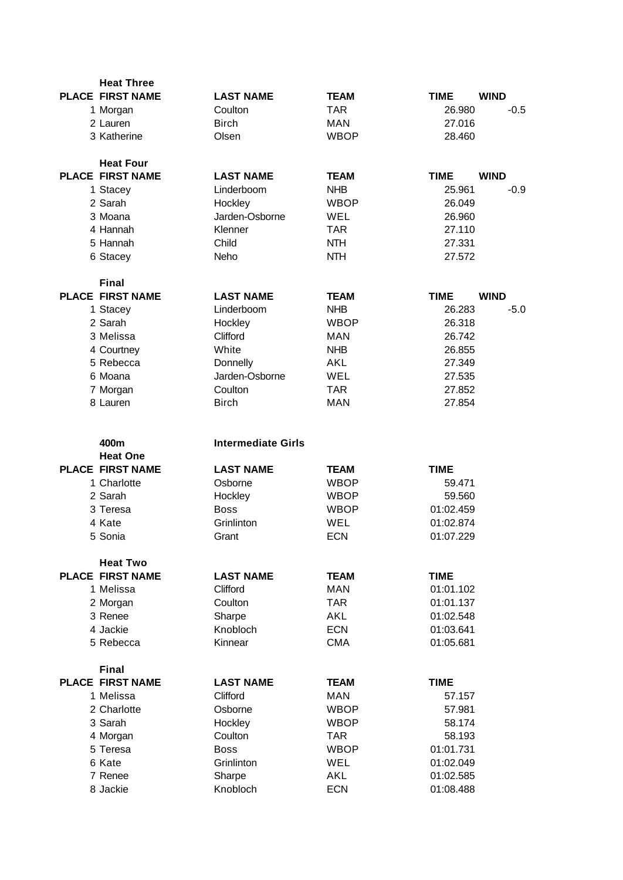### Heat Three

| PLACE | FIRST NAME | LAST NAME | TEAM | TIME | WIND |
|---|---|---|---|---|---|
| 1 | Morgan | Coulton | TAR | 26.980 | -0.5 |
| 2 | Lauren | Birch | MAN | 27.016 | |
| 3 | Katherine | Olsen | WBOP | 28.460 | |

### Heat Four

| PLACE | FIRST NAME | LAST NAME | TEAM | TIME | WIND |
|---|---|---|---|---|---|
| 1 | Stacey | Linderboom | NHB | 25.961 | -0.9 |
| 2 | Sarah | Hockley | WBOP | 26.049 | |
| 3 | Moana | Jarden-Osborne | WEL | 26.960 | |
| 4 | Hannah | Klenner | TAR | 27.110 | |
| 5 | Hannah | Child | NTH | 27.331 | |
| 6 | Stacey | Neho | NTH | 27.572 | |

### Final

| PLACE | FIRST NAME | LAST NAME | TEAM | TIME | WIND |
|---|---|---|---|---|---|
| 1 | Stacey | Linderboom | NHB | 26.283 | -5.0 |
| 2 | Sarah | Hockley | WBOP | 26.318 | |
| 3 | Melissa | Clifford | MAN | 26.742 | |
| 4 | Courtney | White | NHB | 26.855 | |
| 5 | Rebecca | Donnelly | AKL | 27.349 | |
| 6 | Moana | Jarden-Osborne | WEL | 27.535 | |
| 7 | Morgan | Coulton | TAR | 27.852 | |
| 8 | Lauren | Birch | MAN | 27.854 | |

## 400m Intermediate Girls

### Heat One

| PLACE | FIRST NAME | LAST NAME | TEAM | TIME |
|---|---|---|---|---|
| 1 | Charlotte | Osborne | WBOP | 59.471 |
| 2 | Sarah | Hockley | WBOP | 59.560 |
| 3 | Teresa | Boss | WBOP | 01:02.459 |
| 4 | Kate | Grinlinton | WEL | 01:02.874 |
| 5 | Sonia | Grant | ECN | 01:07.229 |

### Heat Two

| PLACE | FIRST NAME | LAST NAME | TEAM | TIME |
|---|---|---|---|---|
| 1 | Melissa | Clifford | MAN | 01:01.102 |
| 2 | Morgan | Coulton | TAR | 01:01.137 |
| 3 | Renee | Sharpe | AKL | 01:02.548 |
| 4 | Jackie | Knobloch | ECN | 01:03.641 |
| 5 | Rebecca | Kinnear | CMA | 01:05.681 |

### Final

| PLACE | FIRST NAME | LAST NAME | TEAM | TIME |
|---|---|---|---|---|
| 1 | Melissa | Clifford | MAN | 57.157 |
| 2 | Charlotte | Osborne | WBOP | 57.981 |
| 3 | Sarah | Hockley | WBOP | 58.174 |
| 4 | Morgan | Coulton | TAR | 58.193 |
| 5 | Teresa | Boss | WBOP | 01:01.731 |
| 6 | Kate | Grinlinton | WEL | 01:02.049 |
| 7 | Renee | Sharpe | AKL | 01:02.585 |
| 8 | Jackie | Knobloch | ECN | 01:08.488 |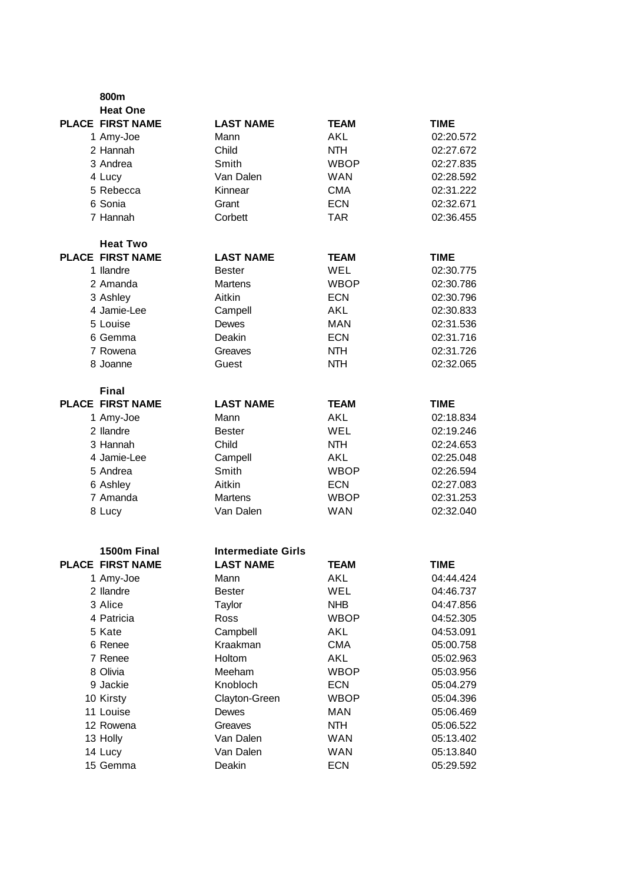## 800m

### Heat One

| PLACE | FIRST NAME | LAST NAME | TEAM | TIME |
|---|---|---|---|---|
| 1 | Amy-Joe | Mann | AKL | 02:20.572 |
| 2 | Hannah | Child | NTH | 02:27.672 |
| 3 | Andrea | Smith | WBOP | 02:27.835 |
| 4 | Lucy | Van Dalen | WAN | 02:28.592 |
| 5 | Rebecca | Kinnear | CMA | 02:31.222 |
| 6 | Sonia | Grant | ECN | 02:32.671 |
| 7 | Hannah | Corbett | TAR | 02:36.455 |

### Heat Two

| PLACE | FIRST NAME | LAST NAME | TEAM | TIME |
|---|---|---|---|---|
| 1 | Ilandre | Bester | WEL | 02:30.775 |
| 2 | Amanda | Martens | WBOP | 02:30.786 |
| 3 | Ashley | Aitkin | ECN | 02:30.796 |
| 4 | Jamie-Lee | Campell | AKL | 02:30.833 |
| 5 | Louise | Dewes | MAN | 02:31.536 |
| 6 | Gemma | Deakin | ECN | 02:31.716 |
| 7 | Rowena | Greaves | NTH | 02:31.726 |
| 8 | Joanne | Guest | NTH | 02:32.065 |

### Final

| PLACE | FIRST NAME | LAST NAME | TEAM | TIME |
|---|---|---|---|---|
| 1 | Amy-Joe | Mann | AKL | 02:18.834 |
| 2 | Ilandre | Bester | WEL | 02:19.246 |
| 3 | Hannah | Child | NTH | 02:24.653 |
| 4 | Jamie-Lee | Campell | AKL | 02:25.048 |
| 5 | Andrea | Smith | WBOP | 02:26.594 |
| 6 | Ashley | Aitkin | ECN | 02:27.083 |
| 7 | Amanda | Martens | WBOP | 02:31.253 |
| 8 | Lucy | Van Dalen | WAN | 02:32.040 |

## 1500m Final — Intermediate Girls

| PLACE | FIRST NAME | LAST NAME | TEAM | TIME |
|---|---|---|---|---|
| 1 | Amy-Joe | Mann | AKL | 04:44.424 |
| 2 | Ilandre | Bester | WEL | 04:46.737 |
| 3 | Alice | Taylor | NHB | 04:47.856 |
| 4 | Patricia | Ross | WBOP | 04:52.305 |
| 5 | Kate | Campbell | AKL | 04:53.091 |
| 6 | Renee | Kraakman | CMA | 05:00.758 |
| 7 | Renee | Holtom | AKL | 05:02.963 |
| 8 | Olivia | Meeham | WBOP | 05:03.956 |
| 9 | Jackie | Knobloch | ECN | 05:04.279 |
| 10 | Kirsty | Clayton-Green | WBOP | 05:04.396 |
| 11 | Louise | Dewes | MAN | 05:06.469 |
| 12 | Rowena | Greaves | NTH | 05:06.522 |
| 13 | Holly | Van Dalen | WAN | 05:13.402 |
| 14 | Lucy | Van Dalen | WAN | 05:13.840 |
| 15 | Gemma | Deakin | ECN | 05:29.592 |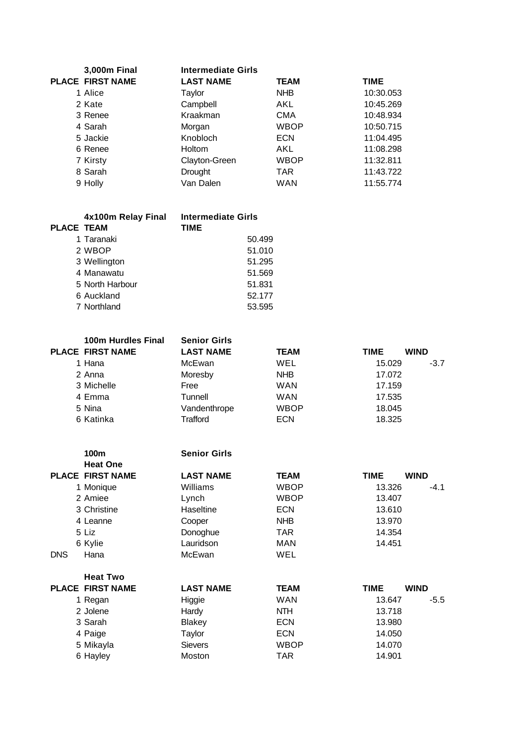### 3,000m Final — Intermediate Girls

| PLACE | FIRST NAME | LAST NAME | TEAM | TIME |
|---|---|---|---|---|
| 1 | Alice | Taylor | NHB | 10:30.053 |
| 2 | Kate | Campbell | AKL | 10:45.269 |
| 3 | Renee | Kraakman | CMA | 10:48.934 |
| 4 | Sarah | Morgan | WBOP | 10:50.715 |
| 5 | Jackie | Knobloch | ECN | 11:04.495 |
| 6 | Renee | Holtom | AKL | 11:08.298 |
| 7 | Kirsty | Clayton-Green | WBOP | 11:32.811 |
| 8 | Sarah | Drought | TAR | 11:43.722 |
| 9 | Holly | Van Dalen | WAN | 11:55.774 |

### 4x100m Relay Final — Intermediate Girls

| PLACE | TEAM | TIME |
|---|---|---|
| 1 | Taranaki | 50.499 |
| 2 | WBOP | 51.010 |
| 3 | Wellington | 51.295 |
| 4 | Manawatu | 51.569 |
| 5 | North Harbour | 51.831 |
| 6 | Auckland | 52.177 |
| 7 | Northland | 53.595 |

### 100m Hurdles Final — Senior Girls

| PLACE | FIRST NAME | LAST NAME | TEAM | TIME | WIND |
|---|---|---|---|---|---|
| 1 | Hana | McEwan | WEL | 15.029 | -3.7 |
| 2 | Anna | Moresby | NHB | 17.072 | |
| 3 | Michelle | Free | WAN | 17.159 | |
| 4 | Emma | Tunnell | WAN | 17.535 | |
| 5 | Nina | Vandenthrope | WBOP | 18.045 | |
| 6 | Katinka | Trafford | ECN | 18.325 | |

### 100m — Senior Girls

#### Heat One

| PLACE | FIRST NAME | LAST NAME | TEAM | TIME | WIND |
|---|---|---|---|---|---|
| 1 | Monique | Williams | WBOP | 13.326 | -4.1 |
| 2 | Amiee | Lynch | WBOP | 13.407 | |
| 3 | Christine | Haseltine | ECN | 13.610 | |
| 4 | Leanne | Cooper | NHB | 13.970 | |
| 5 | Liz | Donoghue | TAR | 14.354 | |
| 6 | Kylie | Lauridson | MAN | 14.451 | |
| DNS | Hana | McEwan | WEL | | |

#### Heat Two

| PLACE | FIRST NAME | LAST NAME | TEAM | TIME | WIND |
|---|---|---|---|---|---|
| 1 | Regan | Higgie | WAN | 13.647 | -5.5 |
| 2 | Jolene | Hardy | NTH | 13.718 | |
| 3 | Sarah | Blakey | ECN | 13.980 | |
| 4 | Paige | Taylor | ECN | 14.050 | |
| 5 | Mikayla | Sievers | WBOP | 14.070 | |
| 6 | Hayley | Moston | TAR | 14.901 | |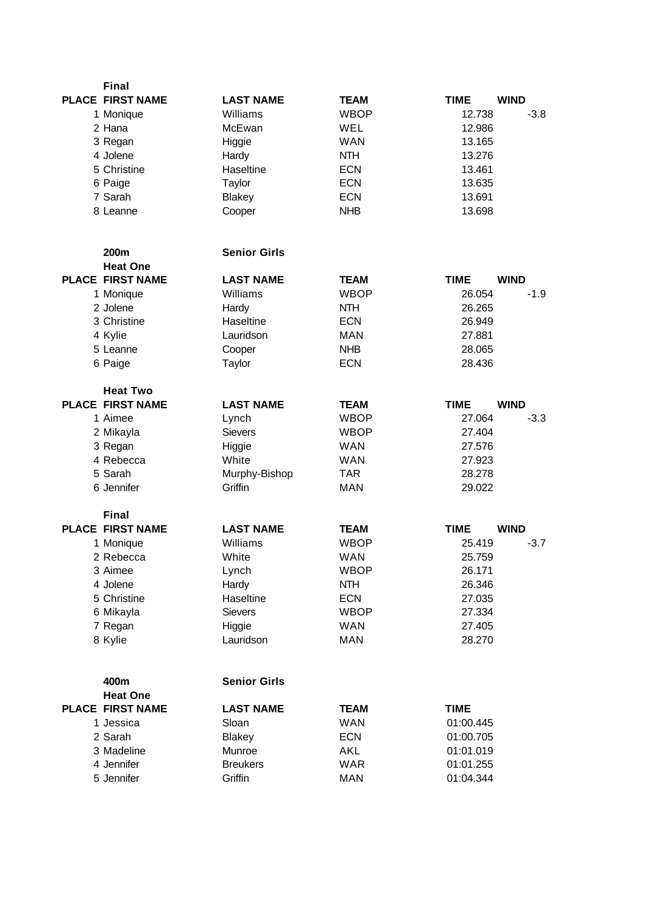**Final**

| PLACE | FIRST NAME | LAST NAME | TEAM | TIME | WIND |
|---|---|---|---|---|---|
| 1 | Monique | Williams | WBOP | 12.738 | -3.8 |
| 2 | Hana | McEwan | WEL | 12.986 | |
| 3 | Regan | Higgie | WAN | 13.165 | |
| 4 | Jolene | Hardy | NTH | 13.276 | |
| 5 | Christine | Haseltine | ECN | 13.461 | |
| 6 | Paige | Taylor | ECN | 13.635 | |
| 7 | Sarah | Blakey | ECN | 13.691 | |
| 8 | Leanne | Cooper | NHB | 13.698 | |

## 200m Senior Girls

**Heat One**

| PLACE | FIRST NAME | LAST NAME | TEAM | TIME | WIND |
|---|---|---|---|---|---|
| 1 | Monique | Williams | WBOP | 26.054 | -1.9 |
| 2 | Jolene | Hardy | NTH | 26.265 | |
| 3 | Christine | Haseltine | ECN | 26.949 | |
| 4 | Kylie | Lauridson | MAN | 27.881 | |
| 5 | Leanne | Cooper | NHB | 28.065 | |
| 6 | Paige | Taylor | ECN | 28.436 | |

**Heat Two**

| PLACE | FIRST NAME | LAST NAME | TEAM | TIME | WIND |
|---|---|---|---|---|---|
| 1 | Aimee | Lynch | WBOP | 27.064 | -3.3 |
| 2 | Mikayla | Sievers | WBOP | 27.404 | |
| 3 | Regan | Higgie | WAN | 27.576 | |
| 4 | Rebecca | White | WAN | 27.923 | |
| 5 | Sarah | Murphy-Bishop | TAR | 28.278 | |
| 6 | Jennifer | Griffin | MAN | 29.022 | |

**Final**

| PLACE | FIRST NAME | LAST NAME | TEAM | TIME | WIND |
|---|---|---|---|---|---|
| 1 | Monique | Williams | WBOP | 25.419 | -3.7 |
| 2 | Rebecca | White | WAN | 25.759 | |
| 3 | Aimee | Lynch | WBOP | 26.171 | |
| 4 | Jolene | Hardy | NTH | 26.346 | |
| 5 | Christine | Haseltine | ECN | 27.035 | |
| 6 | Mikayla | Sievers | WBOP | 27.334 | |
| 7 | Regan | Higgie | WAN | 27.405 | |
| 8 | Kylie | Lauridson | MAN | 28.270 | |

## 400m Senior Girls

**Heat One**

| PLACE | FIRST NAME | LAST NAME | TEAM | TIME |
|---|---|---|---|---|
| 1 | Jessica | Sloan | WAN | 01:00.445 |
| 2 | Sarah | Blakey | ECN | 01:00.705 |
| 3 | Madeline | Munroe | AKL | 01:01.019 |
| 4 | Jennifer | Breukers | WAR | 01:01.255 |
| 5 | Jennifer | Griffin | MAN | 01:04.344 |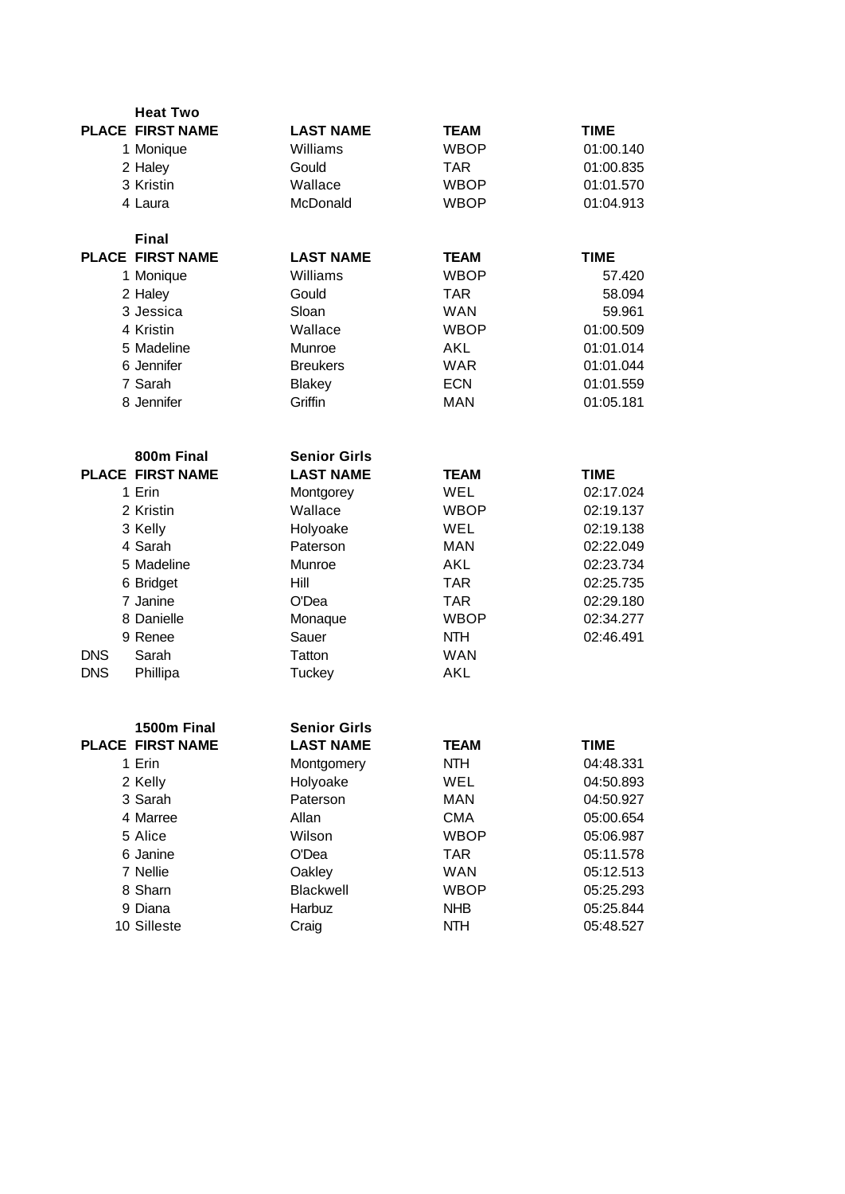### Heat Two

| PLACE | FIRST NAME | LAST NAME | TEAM | TIME |
|---|---|---|---|---|
| 1 | Monique | Williams | WBOP | 01:00.140 |
| 2 | Haley | Gould | TAR | 01:00.835 |
| 3 | Kristin | Wallace | WBOP | 01:01.570 |
| 4 | Laura | McDonald | WBOP | 01:04.913 |

### Final

| PLACE | FIRST NAME | LAST NAME | TEAM | TIME |
|---|---|---|---|---|
| 1 | Monique | Williams | WBOP | 57.420 |
| 2 | Haley | Gould | TAR | 58.094 |
| 3 | Jessica | Sloan | WAN | 59.961 |
| 4 | Kristin | Wallace | WBOP | 01:00.509 |
| 5 | Madeline | Munroe | AKL | 01:01.014 |
| 6 | Jennifer | Breukers | WAR | 01:01.044 |
| 7 | Sarah | Blakey | ECN | 01:01.559 |
| 8 | Jennifer | Griffin | MAN | 01:05.181 |

### 800m Final — Senior Girls

| PLACE | FIRST NAME | LAST NAME | TEAM | TIME |
|---|---|---|---|---|
| 1 | Erin | Montgorey | WEL | 02:17.024 |
| 2 | Kristin | Wallace | WBOP | 02:19.137 |
| 3 | Kelly | Holyoake | WEL | 02:19.138 |
| 4 | Sarah | Paterson | MAN | 02:22.049 |
| 5 | Madeline | Munroe | AKL | 02:23.734 |
| 6 | Bridget | Hill | TAR | 02:25.735 |
| 7 | Janine | O'Dea | TAR | 02:29.180 |
| 8 | Danielle | Monaque | WBOP | 02:34.277 |
| 9 | Renee | Sauer | NTH | 02:46.491 |
| DNS | Sarah | Tatton | WAN | |
| DNS | Phillipa | Tuckey | AKL | |

### 1500m Final — Senior Girls

| PLACE | FIRST NAME | LAST NAME | TEAM | TIME |
|---|---|---|---|---|
| 1 | Erin | Montgomery | NTH | 04:48.331 |
| 2 | Kelly | Holyoake | WEL | 04:50.893 |
| 3 | Sarah | Paterson | MAN | 04:50.927 |
| 4 | Marree | Allan | CMA | 05:00.654 |
| 5 | Alice | Wilson | WBOP | 05:06.987 |
| 6 | Janine | O'Dea | TAR | 05:11.578 |
| 7 | Nellie | Oakley | WAN | 05:12.513 |
| 8 | Sharn | Blackwell | WBOP | 05:25.293 |
| 9 | Diana | Harbuz | NHB | 05:25.844 |
| 10 | Silleste | Craig | NTH | 05:48.527 |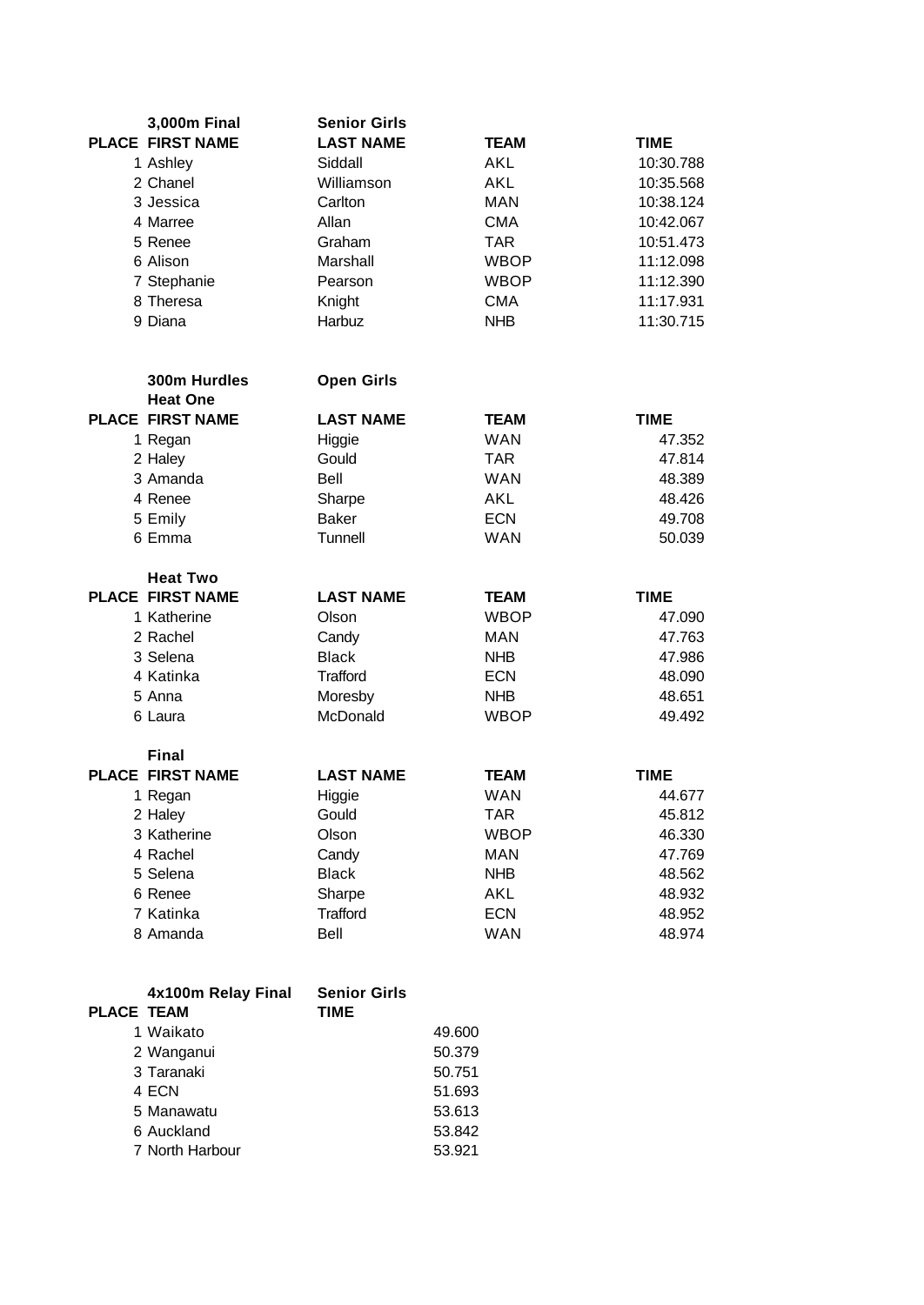### 3,000m Final — Senior Girls

| PLACE | FIRST NAME | LAST NAME | TEAM | TIME |
|---|---|---|---|---|
| 1 | Ashley | Siddall | AKL | 10:30.788 |
| 2 | Chanel | Williamson | AKL | 10:35.568 |
| 3 | Jessica | Carlton | MAN | 10:38.124 |
| 4 | Marree | Allan | CMA | 10:42.067 |
| 5 | Renee | Graham | TAR | 10:51.473 |
| 6 | Alison | Marshall | WBOP | 11:12.098 |
| 7 | Stephanie | Pearson | WBOP | 11:12.390 |
| 8 | Theresa | Knight | CMA | 11:17.931 |
| 9 | Diana | Harbuz | NHB | 11:30.715 |

### 300m Hurdles — Open Girls

**Heat One**

| PLACE | FIRST NAME | LAST NAME | TEAM | TIME |
|---|---|---|---|---|
| 1 | Regan | Higgie | WAN | 47.352 |
| 2 | Haley | Gould | TAR | 47.814 |
| 3 | Amanda | Bell | WAN | 48.389 |
| 4 | Renee | Sharpe | AKL | 48.426 |
| 5 | Emily | Baker | ECN | 49.708 |
| 6 | Emma | Tunnell | WAN | 50.039 |

**Heat Two**

| PLACE | FIRST NAME | LAST NAME | TEAM | TIME |
|---|---|---|---|---|
| 1 | Katherine | Olson | WBOP | 47.090 |
| 2 | Rachel | Candy | MAN | 47.763 |
| 3 | Selena | Black | NHB | 47.986 |
| 4 | Katinka | Trafford | ECN | 48.090 |
| 5 | Anna | Moresby | NHB | 48.651 |
| 6 | Laura | McDonald | WBOP | 49.492 |

**Final**

| PLACE | FIRST NAME | LAST NAME | TEAM | TIME |
|---|---|---|---|---|
| 1 | Regan | Higgie | WAN | 44.677 |
| 2 | Haley | Gould | TAR | 45.812 |
| 3 | Katherine | Olson | WBOP | 46.330 |
| 4 | Rachel | Candy | MAN | 47.769 |
| 5 | Selena | Black | NHB | 48.562 |
| 6 | Renee | Sharpe | AKL | 48.932 |
| 7 | Katinka | Trafford | ECN | 48.952 |
| 8 | Amanda | Bell | WAN | 48.974 |

### 4x100m Relay Final — Senior Girls

| PLACE | TEAM | TIME |
|---|---|---|
| 1 | Waikato | 49.600 |
| 2 | Wanganui | 50.379 |
| 3 | Taranaki | 50.751 |
| 4 | ECN | 51.693 |
| 5 | Manawatu | 53.613 |
| 6 | Auckland | 53.842 |
| 7 | North Harbour | 53.921 |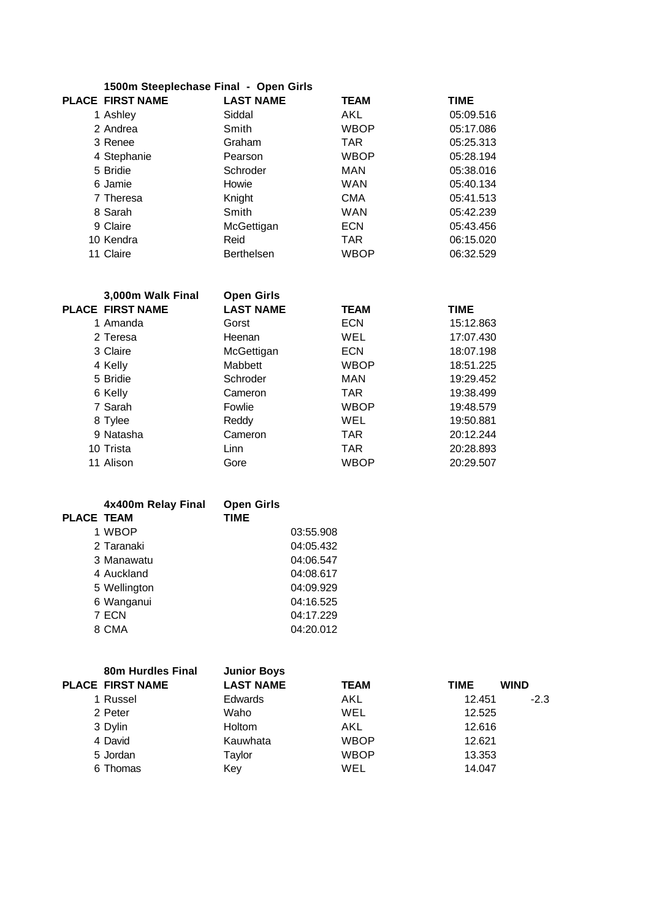**1500m Steeplechase Final - Open Girls**

| PLACE | FIRST NAME | LAST NAME | TEAM | TIME |
|---|---|---|---|---|
| 1 | Ashley | Siddal | AKL | 05:09.516 |
| 2 | Andrea | Smith | WBOP | 05:17.086 |
| 3 | Renee | Graham | TAR | 05:25.313 |
| 4 | Stephanie | Pearson | WBOP | 05:28.194 |
| 5 | Bridie | Schroder | MAN | 05:38.016 |
| 6 | Jamie | Howie | WAN | 05:40.134 |
| 7 | Theresa | Knight | CMA | 05:41.513 |
| 8 | Sarah | Smith | WAN | 05:42.239 |
| 9 | Claire | McGettigan | ECN | 05:43.456 |
| 10 | Kendra | Reid | TAR | 06:15.020 |
| 11 | Claire | Berthelsen | WBOP | 06:32.529 |

**3,000m Walk Final - Open Girls**

| PLACE | FIRST NAME | LAST NAME | TEAM | TIME |
|---|---|---|---|---|
| 1 | Amanda | Gorst | ECN | 15:12.863 |
| 2 | Teresa | Heenan | WEL | 17:07.430 |
| 3 | Claire | McGettigan | ECN | 18:07.198 |
| 4 | Kelly | Mabbett | WBOP | 18:51.225 |
| 5 | Bridie | Schroder | MAN | 19:29.452 |
| 6 | Kelly | Cameron | TAR | 19:38.499 |
| 7 | Sarah | Fowlie | WBOP | 19:48.579 |
| 8 | Tylee | Reddy | WEL | 19:50.881 |
| 9 | Natasha | Cameron | TAR | 20:12.244 |
| 10 | Trista | Linn | TAR | 20:28.893 |
| 11 | Alison | Gore | WBOP | 20:29.507 |

**4x400m Relay Final - Open Girls**

| PLACE | TEAM | TIME |
|---|---|---|
| 1 | WBOP | 03:55.908 |
| 2 | Taranaki | 04:05.432 |
| 3 | Manawatu | 04:06.547 |
| 4 | Auckland | 04:08.617 |
| 5 | Wellington | 04:09.929 |
| 6 | Wanganui | 04:16.525 |
| 7 | ECN | 04:17.229 |
| 8 | CMA | 04:20.012 |

**80m Hurdles Final - Junior Boys**

| PLACE | FIRST NAME | LAST NAME | TEAM | TIME | WIND |
|---|---|---|---|---|---|
| 1 | Russel | Edwards | AKL | 12.451 | -2.3 |
| 2 | Peter | Waho | WEL | 12.525 | |
| 3 | Dylin | Holtom | AKL | 12.616 | |
| 4 | David | Kauwhata | WBOP | 12.621 | |
| 5 | Jordan | Taylor | WBOP | 13.353 | |
| 6 | Thomas | Key | WEL | 14.047 | |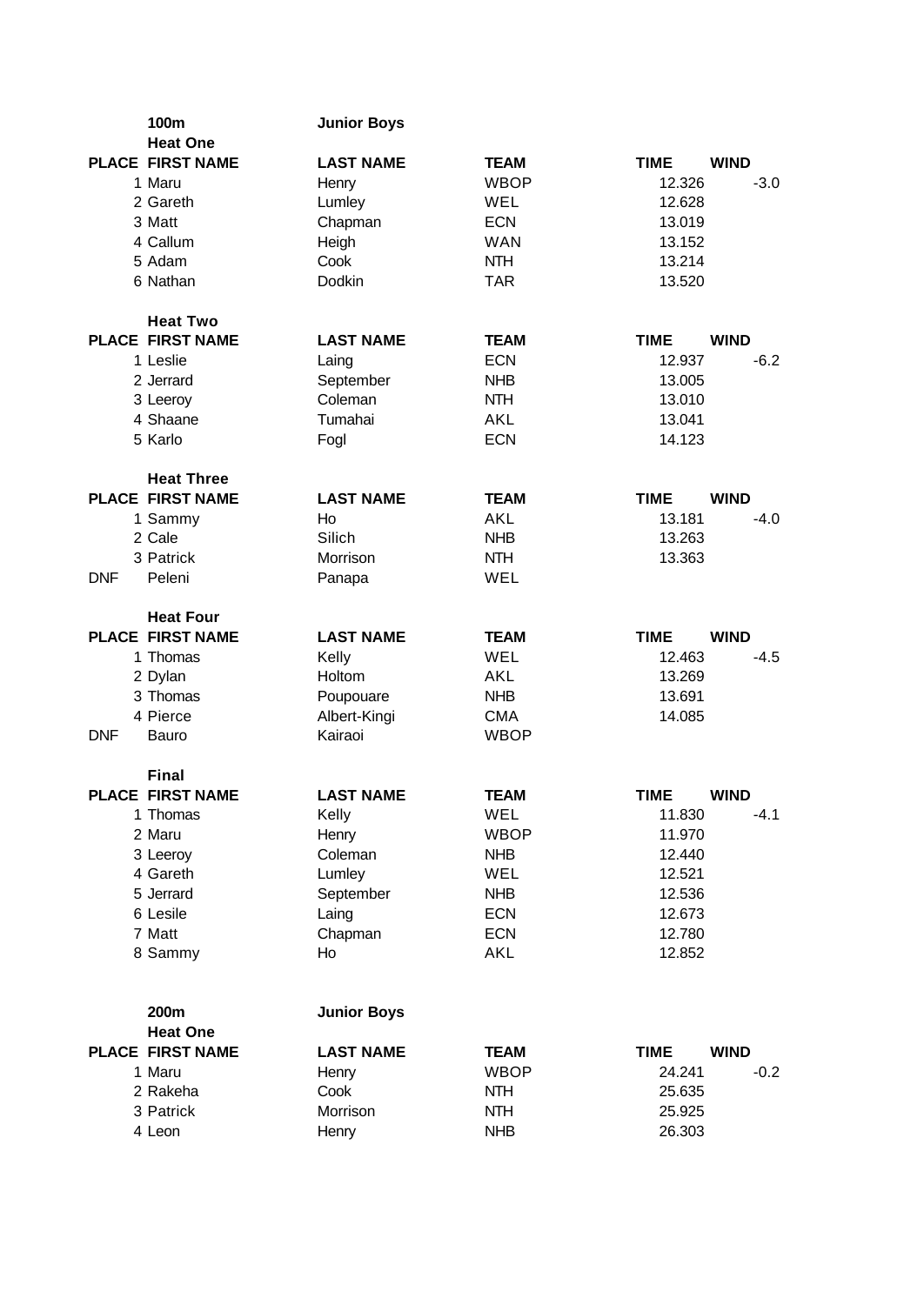## 100m Junior Boys

### Heat One

| PLACE | FIRST NAME | LAST NAME | TEAM | TIME | WIND |
|---|---|---|---|---|---|
| 1 | Maru | Henry | WBOP | 12.326 | -3.0 |
| 2 | Gareth | Lumley | WEL | 12.628 | |
| 3 | Matt | Chapman | ECN | 13.019 | |
| 4 | Callum | Heigh | WAN | 13.152 | |
| 5 | Adam | Cook | NTH | 13.214 | |
| 6 | Nathan | Dodkin | TAR | 13.520 | |

### Heat Two

| PLACE | FIRST NAME | LAST NAME | TEAM | TIME | WIND |
|---|---|---|---|---|---|
| 1 | Leslie | Laing | ECN | 12.937 | -6.2 |
| 2 | Jerrard | September | NHB | 13.005 | |
| 3 | Leeroy | Coleman | NTH | 13.010 | |
| 4 | Shaane | Tumahai | AKL | 13.041 | |
| 5 | Karlo | Fogl | ECN | 14.123 | |

### Heat Three

| PLACE | FIRST NAME | LAST NAME | TEAM | TIME | WIND |
|---|---|---|---|---|---|
| 1 | Sammy | Ho | AKL | 13.181 | -4.0 |
| 2 | Cale | Silich | NHB | 13.263 | |
| 3 | Patrick | Morrison | NTH | 13.363 | |
| DNF | Peleni | Panapa | WEL | | |

### Heat Four

| PLACE | FIRST NAME | LAST NAME | TEAM | TIME | WIND |
|---|---|---|---|---|---|
| 1 | Thomas | Kelly | WEL | 12.463 | -4.5 |
| 2 | Dylan | Holtom | AKL | 13.269 | |
| 3 | Thomas | Poupouare | NHB | 13.691 | |
| 4 | Pierce | Albert-Kingi | CMA | 14.085 | |
| DNF | Bauro | Kairaoi | WBOP | | |

### Final

| PLACE | FIRST NAME | LAST NAME | TEAM | TIME | WIND |
|---|---|---|---|---|---|
| 1 | Thomas | Kelly | WEL | 11.830 | -4.1 |
| 2 | Maru | Henry | WBOP | 11.970 | |
| 3 | Leeroy | Coleman | NHB | 12.440 | |
| 4 | Gareth | Lumley | WEL | 12.521 | |
| 5 | Jerrard | September | NHB | 12.536 | |
| 6 | Lesile | Laing | ECN | 12.673 | |
| 7 | Matt | Chapman | ECN | 12.780 | |
| 8 | Sammy | Ho | AKL | 12.852 | |

## 200m Junior Boys

### Heat One

| PLACE | FIRST NAME | LAST NAME | TEAM | TIME | WIND |
|---|---|---|---|---|---|
| 1 | Maru | Henry | WBOP | 24.241 | -0.2 |
| 2 | Rakeha | Cook | NTH | 25.635 | |
| 3 | Patrick | Morrison | NTH | 25.925 | |
| 4 | Leon | Henry | NHB | 26.303 | |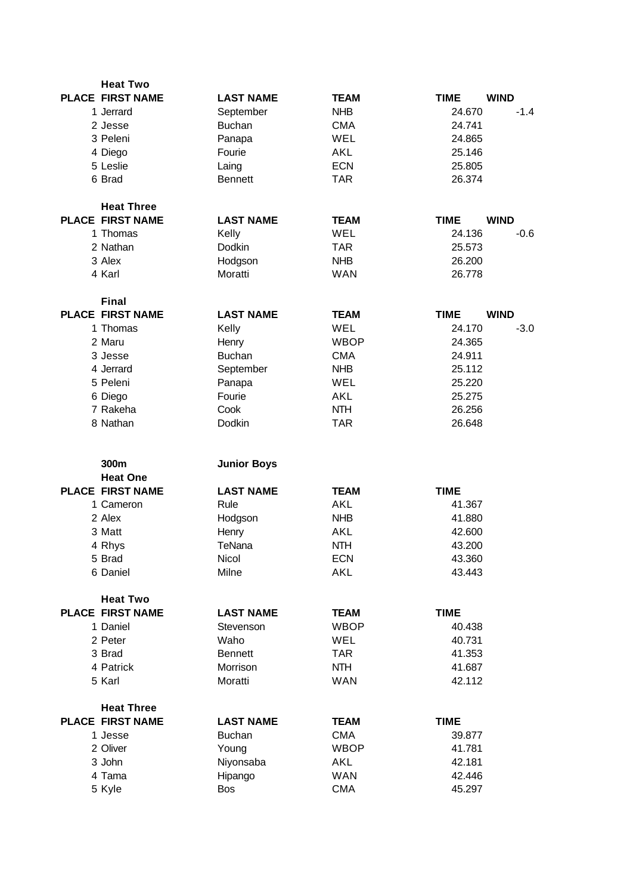**Heat Two**

| PLACE | FIRST NAME | LAST NAME | TEAM | TIME | WIND |
| --- | --- | --- | --- | --- | --- |
| 1 | Jerrard | September | NHB | 24.670 | -1.4 |
| 2 | Jesse | Buchan | CMA | 24.741 | |
| 3 | Peleni | Panapa | WEL | 24.865 | |
| 4 | Diego | Fourie | AKL | 25.146 | |
| 5 | Leslie | Laing | ECN | 25.805 | |
| 6 | Brad | Bennett | TAR | 26.374 | |

**Heat Three**

| PLACE | FIRST NAME | LAST NAME | TEAM | TIME | WIND |
| --- | --- | --- | --- | --- | --- |
| 1 | Thomas | Kelly | WEL | 24.136 | -0.6 |
| 2 | Nathan | Dodkin | TAR | 25.573 | |
| 3 | Alex | Hodgson | NHB | 26.200 | |
| 4 | Karl | Moratti | WAN | 26.778 | |

**Final**

| PLACE | FIRST NAME | LAST NAME | TEAM | TIME | WIND |
| --- | --- | --- | --- | --- | --- |
| 1 | Thomas | Kelly | WEL | 24.170 | -3.0 |
| 2 | Maru | Henry | WBOP | 24.365 | |
| 3 | Jesse | Buchan | CMA | 24.911 | |
| 4 | Jerrard | September | NHB | 25.112 | |
| 5 | Peleni | Panapa | WEL | 25.220 | |
| 6 | Diego | Fourie | AKL | 25.275 | |
| 7 | Rakeha | Cook | NTH | 26.256 | |
| 8 | Nathan | Dodkin | TAR | 26.648 | |

**300m** **Junior Boys**

**Heat One**

| PLACE | FIRST NAME | LAST NAME | TEAM | TIME |
| --- | --- | --- | --- | --- |
| 1 | Cameron | Rule | AKL | 41.367 |
| 2 | Alex | Hodgson | NHB | 41.880 |
| 3 | Matt | Henry | AKL | 42.600 |
| 4 | Rhys | TeNana | NTH | 43.200 |
| 5 | Brad | Nicol | ECN | 43.360 |
| 6 | Daniel | Milne | AKL | 43.443 |

**Heat Two**

| PLACE | FIRST NAME | LAST NAME | TEAM | TIME |
| --- | --- | --- | --- | --- |
| 1 | Daniel | Stevenson | WBOP | 40.438 |
| 2 | Peter | Waho | WEL | 40.731 |
| 3 | Brad | Bennett | TAR | 41.353 |
| 4 | Patrick | Morrison | NTH | 41.687 |
| 5 | Karl | Moratti | WAN | 42.112 |

**Heat Three**

| PLACE | FIRST NAME | LAST NAME | TEAM | TIME |
| --- | --- | --- | --- | --- |
| 1 | Jesse | Buchan | CMA | 39.877 |
| 2 | Oliver | Young | WBOP | 41.781 |
| 3 | John | Niyonsaba | AKL | 42.181 |
| 4 | Tama | Hipango | WAN | 42.446 |
| 5 | Kyle | Bos | CMA | 45.297 |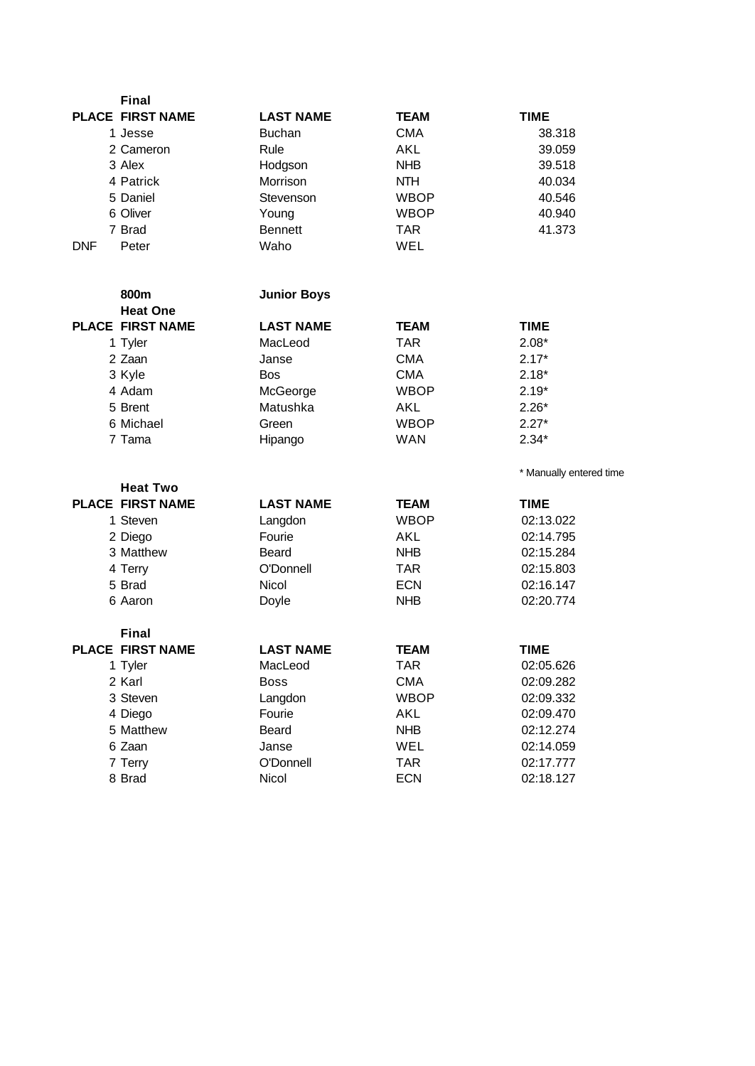**Final**

| PLACE | FIRST NAME | LAST NAME | TEAM | TIME |
|---|---|---|---|---|
| 1 | Jesse | Buchan | CMA | 38.318 |
| 2 | Cameron | Rule | AKL | 39.059 |
| 3 | Alex | Hodgson | NHB | 39.518 |
| 4 | Patrick | Morrison | NTH | 40.034 |
| 5 | Daniel | Stevenson | WBOP | 40.546 |
| 6 | Oliver | Young | WBOP | 40.940 |
| 7 | Brad | Bennett | TAR | 41.373 |
| DNF | Peter | Waho | WEL | |

**800m** **Junior Boys**

**Heat One**

| PLACE | FIRST NAME | LAST NAME | TEAM | TIME |
|---|---|---|---|---|
| 1 | Tyler | MacLeod | TAR | 2.08* |
| 2 | Zaan | Janse | CMA | 2.17* |
| 3 | Kyle | Bos | CMA | 2.18* |
| 4 | Adam | McGeorge | WBOP | 2.19* |
| 5 | Brent | Matushka | AKL | 2.26* |
| 6 | Michael | Green | WBOP | 2.27* |
| 7 | Tama | Hipango | WAN | 2.34* |

* Manually entered time

**Heat Two**

| PLACE | FIRST NAME | LAST NAME | TEAM | TIME |
|---|---|---|---|---|
| 1 | Steven | Langdon | WBOP | 02:13.022 |
| 2 | Diego | Fourie | AKL | 02:14.795 |
| 3 | Matthew | Beard | NHB | 02:15.284 |
| 4 | Terry | O'Donnell | TAR | 02:15.803 |
| 5 | Brad | Nicol | ECN | 02:16.147 |
| 6 | Aaron | Doyle | NHB | 02:20.774 |

**Final**

| PLACE | FIRST NAME | LAST NAME | TEAM | TIME |
|---|---|---|---|---|
| 1 | Tyler | MacLeod | TAR | 02:05.626 |
| 2 | Karl | Boss | CMA | 02:09.282 |
| 3 | Steven | Langdon | WBOP | 02:09.332 |
| 4 | Diego | Fourie | AKL | 02:09.470 |
| 5 | Matthew | Beard | NHB | 02:12.274 |
| 6 | Zaan | Janse | WEL | 02:14.059 |
| 7 | Terry | O'Donnell | TAR | 02:17.777 |
| 8 | Brad | Nicol | ECN | 02:18.127 |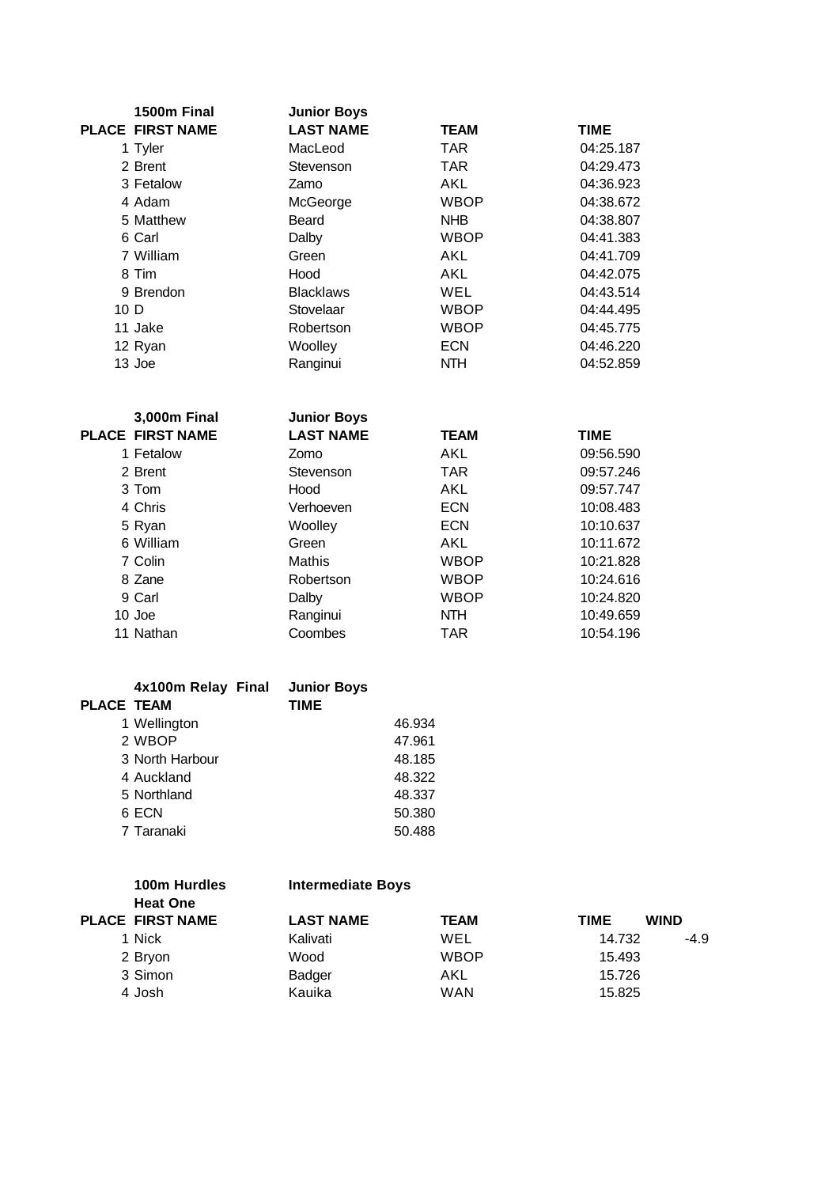### 1500m Final — Junior Boys

| PLACE | FIRST NAME | LAST NAME | TEAM | TIME |
|---|---|---|---|---|
| 1 | Tyler | MacLeod | TAR | 04:25.187 |
| 2 | Brent | Stevenson | TAR | 04:29.473 |
| 3 | Fetalow | Zamo | AKL | 04:36.923 |
| 4 | Adam | McGeorge | WBOP | 04:38.672 |
| 5 | Matthew | Beard | NHB | 04:38.807 |
| 6 | Carl | Dalby | WBOP | 04:41.383 |
| 7 | William | Green | AKL | 04:41.709 |
| 8 | Tim | Hood | AKL | 04:42.075 |
| 9 | Brendon | Blacklaws | WEL | 04:43.514 |
| 10 | D | Stovelaar | WBOP | 04:44.495 |
| 11 | Jake | Robertson | WBOP | 04:45.775 |
| 12 | Ryan | Woolley | ECN | 04:46.220 |
| 13 | Joe | Ranginui | NTH | 04:52.859 |

### 3,000m Final — Junior Boys

| PLACE | FIRST NAME | LAST NAME | TEAM | TIME |
|---|---|---|---|---|
| 1 | Fetalow | Zomo | AKL | 09:56.590 |
| 2 | Brent | Stevenson | TAR | 09:57.246 |
| 3 | Tom | Hood | AKL | 09:57.747 |
| 4 | Chris | Verhoeven | ECN | 10:08.483 |
| 5 | Ryan | Woolley | ECN | 10:10.637 |
| 6 | William | Green | AKL | 10:11.672 |
| 7 | Colin | Mathis | WBOP | 10:21.828 |
| 8 | Zane | Robertson | WBOP | 10:24.616 |
| 9 | Carl | Dalby | WBOP | 10:24.820 |
| 10 | Joe | Ranginui | NTH | 10:49.659 |
| 11 | Nathan | Coombes | TAR | 10:54.196 |

### 4x100m Relay Final — Junior Boys

| PLACE | TEAM | TIME |
|---|---|---|
| 1 | Wellington | 46.934 |
| 2 | WBOP | 47.961 |
| 3 | North Harbour | 48.185 |
| 4 | Auckland | 48.322 |
| 5 | Northland | 48.337 |
| 6 | ECN | 50.380 |
| 7 | Taranaki | 50.488 |

### 100m Hurdles — Intermediate Boys
**Heat One**

| PLACE | FIRST NAME | LAST NAME | TEAM | TIME | WIND |
|---|---|---|---|---|---|
| 1 | Nick | Kalivati | WEL | 14.732 | -4.9 |
| 2 | Bryon | Wood | WBOP | 15.493 | |
| 3 | Simon | Badger | AKL | 15.726 | |
| 4 | Josh | Kauika | WAN | 15.825 | |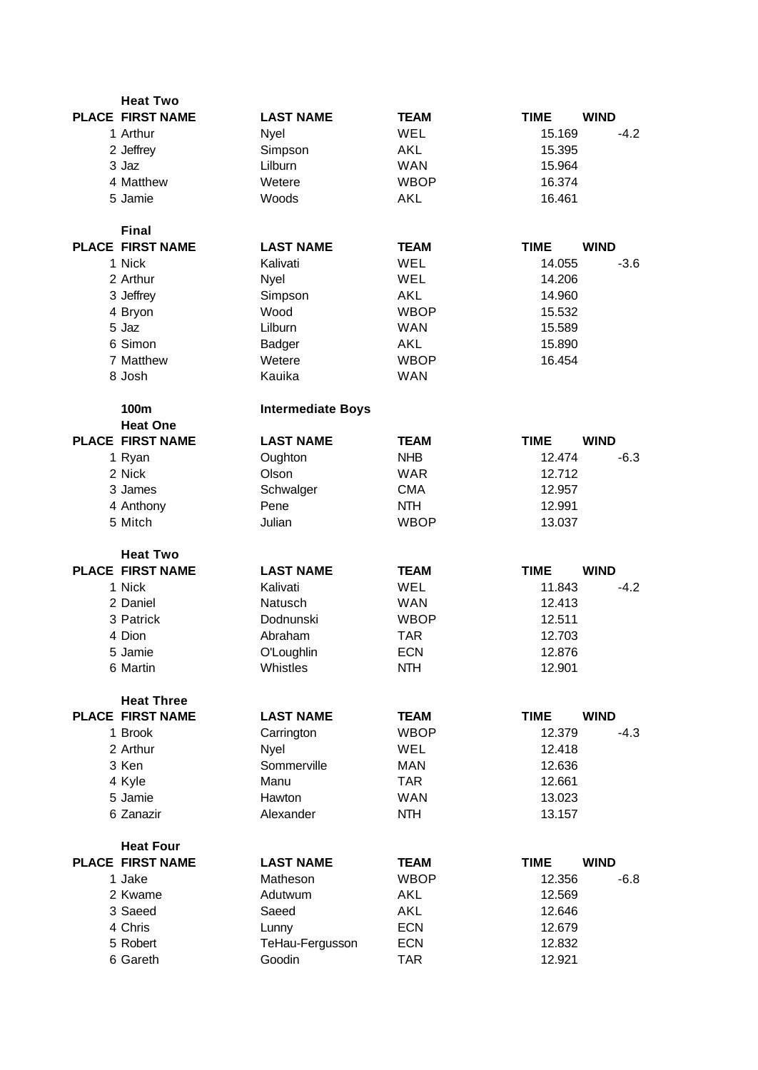**Heat Two**

| PLACE | FIRST NAME | LAST NAME | TEAM | TIME | WIND |
|---|---|---|---|---|---|
| 1 | Arthur | Nyel | WEL | 15.169 | -4.2 |
| 2 | Jeffrey | Simpson | AKL | 15.395 | |
| 3 | Jaz | Lilburn | WAN | 15.964 | |
| 4 | Matthew | Wetere | WBOP | 16.374 | |
| 5 | Jamie | Woods | AKL | 16.461 | |

**Final**

| PLACE | FIRST NAME | LAST NAME | TEAM | TIME | WIND |
|---|---|---|---|---|---|
| 1 | Nick | Kalivati | WEL | 14.055 | -3.6 |
| 2 | Arthur | Nyel | WEL | 14.206 | |
| 3 | Jeffrey | Simpson | AKL | 14.960 | |
| 4 | Bryon | Wood | WBOP | 15.532 | |
| 5 | Jaz | Lilburn | WAN | 15.589 | |
| 6 | Simon | Badger | AKL | 15.890 | |
| 7 | Matthew | Wetere | WBOP | 16.454 | |
| 8 | Josh | Kauika | WAN | | |

**100m** **Intermediate Boys**

**Heat One**

| PLACE | FIRST NAME | LAST NAME | TEAM | TIME | WIND |
|---|---|---|---|---|---|
| 1 | Ryan | Oughton | NHB | 12.474 | -6.3 |
| 2 | Nick | Olson | WAR | 12.712 | |
| 3 | James | Schwalger | CMA | 12.957 | |
| 4 | Anthony | Pene | NTH | 12.991 | |
| 5 | Mitch | Julian | WBOP | 13.037 | |

**Heat Two**

| PLACE | FIRST NAME | LAST NAME | TEAM | TIME | WIND |
|---|---|---|---|---|---|
| 1 | Nick | Kalivati | WEL | 11.843 | -4.2 |
| 2 | Daniel | Natusch | WAN | 12.413 | |
| 3 | Patrick | Dodnunski | WBOP | 12.511 | |
| 4 | Dion | Abraham | TAR | 12.703 | |
| 5 | Jamie | O'Loughlin | ECN | 12.876 | |
| 6 | Martin | Whistles | NTH | 12.901 | |

**Heat Three**

| PLACE | FIRST NAME | LAST NAME | TEAM | TIME | WIND |
|---|---|---|---|---|---|
| 1 | Brook | Carrington | WBOP | 12.379 | -4.3 |
| 2 | Arthur | Nyel | WEL | 12.418 | |
| 3 | Ken | Sommerville | MAN | 12.636 | |
| 4 | Kyle | Manu | TAR | 12.661 | |
| 5 | Jamie | Hawton | WAN | 13.023 | |
| 6 | Zanazir | Alexander | NTH | 13.157 | |

**Heat Four**

| PLACE | FIRST NAME | LAST NAME | TEAM | TIME | WIND |
|---|---|---|---|---|---|
| 1 | Jake | Matheson | WBOP | 12.356 | -6.8 |
| 2 | Kwame | Adutwum | AKL | 12.569 | |
| 3 | Saeed | Saeed | AKL | 12.646 | |
| 4 | Chris | Lunny | ECN | 12.679 | |
| 5 | Robert | TeHau-Fergusson | ECN | 12.832 | |
| 6 | Gareth | Goodin | TAR | 12.921 | |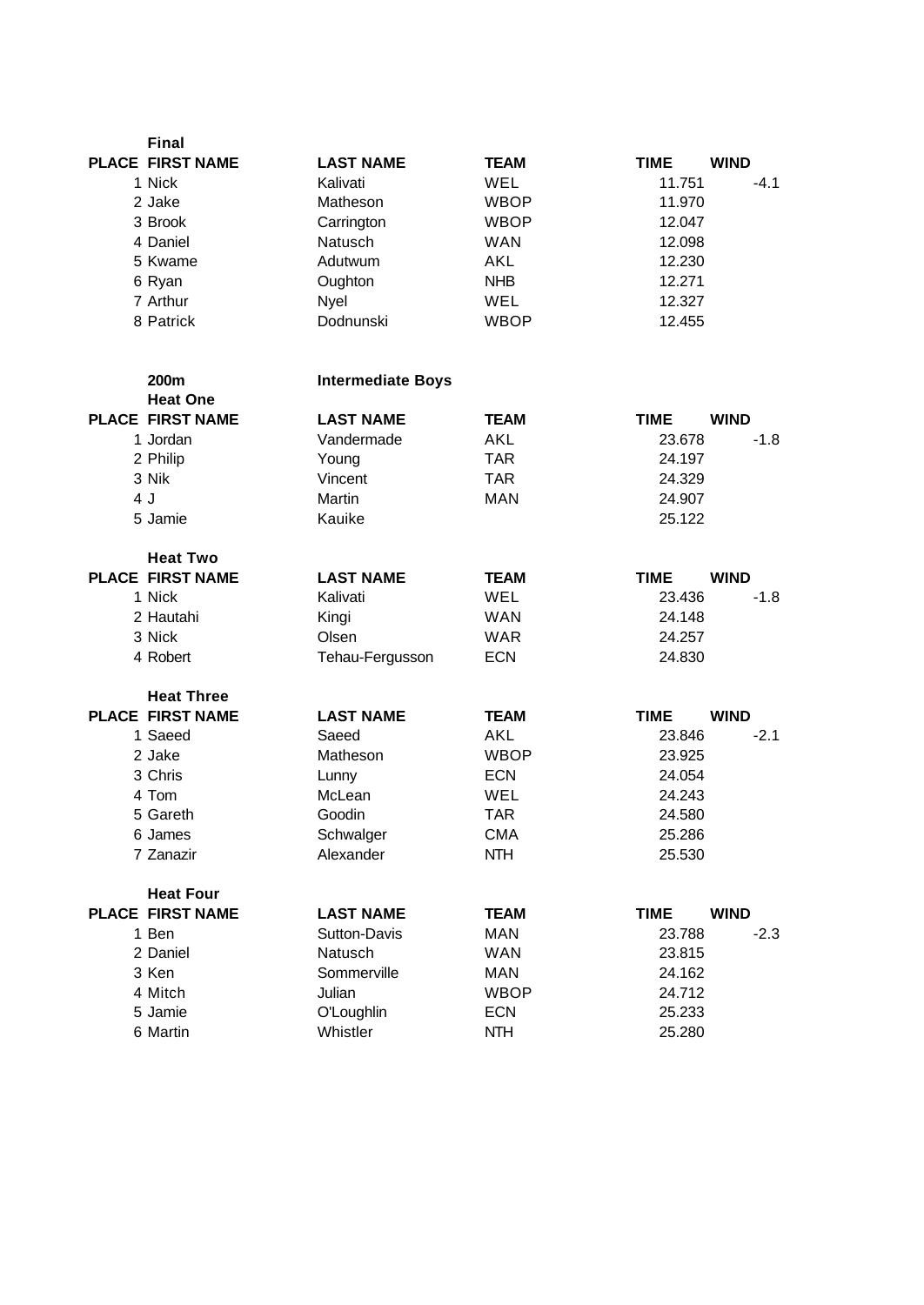**Final**

| PLACE | FIRST NAME | LAST NAME | TEAM | TIME | WIND |
|---|---|---|---|---|---|
| 1 | Nick | Kalivati | WEL | 11.751 | -4.1 |
| 2 | Jake | Matheson | WBOP | 11.970 | |
| 3 | Brook | Carrington | WBOP | 12.047 | |
| 4 | Daniel | Natusch | WAN | 12.098 | |
| 5 | Kwame | Adutwum | AKL | 12.230 | |
| 6 | Ryan | Oughton | NHB | 12.271 | |
| 7 | Arthur | Nyel | WEL | 12.327 | |
| 8 | Patrick | Dodnunski | WBOP | 12.455 | |

**200m** **Intermediate Boys**

**Heat One**

| PLACE | FIRST NAME | LAST NAME | TEAM | TIME | WIND |
|---|---|---|---|---|---|
| 1 | Jordan | Vandermade | AKL | 23.678 | -1.8 |
| 2 | Philip | Young | TAR | 24.197 | |
| 3 | Nik | Vincent | TAR | 24.329 | |
| 4 | J | Martin | MAN | 24.907 | |
| 5 | Jamie | Kauike | | 25.122 | |

**Heat Two**

| PLACE | FIRST NAME | LAST NAME | TEAM | TIME | WIND |
|---|---|---|---|---|---|
| 1 | Nick | Kalivati | WEL | 23.436 | -1.8 |
| 2 | Hautahi | Kingi | WAN | 24.148 | |
| 3 | Nick | Olsen | WAR | 24.257 | |
| 4 | Robert | Tehau-Fergusson | ECN | 24.830 | |

**Heat Three**

| PLACE | FIRST NAME | LAST NAME | TEAM | TIME | WIND |
|---|---|---|---|---|---|
| 1 | Saeed | Saeed | AKL | 23.846 | -2.1 |
| 2 | Jake | Matheson | WBOP | 23.925 | |
| 3 | Chris | Lunny | ECN | 24.054 | |
| 4 | Tom | McLean | WEL | 24.243 | |
| 5 | Gareth | Goodin | TAR | 24.580 | |
| 6 | James | Schwalger | CMA | 25.286 | |
| 7 | Zanazir | Alexander | NTH | 25.530 | |

**Heat Four**

| PLACE | FIRST NAME | LAST NAME | TEAM | TIME | WIND |
|---|---|---|---|---|---|
| 1 | Ben | Sutton-Davis | MAN | 23.788 | -2.3 |
| 2 | Daniel | Natusch | WAN | 23.815 | |
| 3 | Ken | Sommerville | MAN | 24.162 | |
| 4 | Mitch | Julian | WBOP | 24.712 | |
| 5 | Jamie | O'Loughlin | ECN | 25.233 | |
| 6 | Martin | Whistler | NTH | 25.280 | |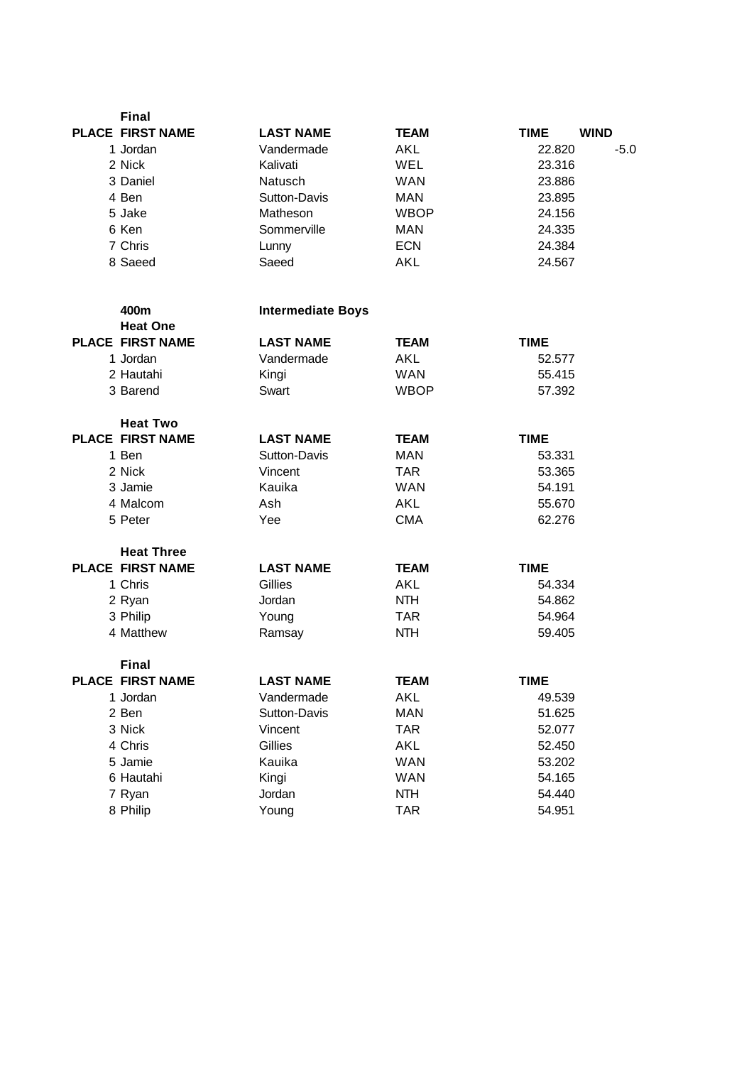**Final**

| PLACE | FIRST NAME | LAST NAME | TEAM | TIME | WIND |
|---|---|---|---|---|---|
| 1 | Jordan | Vandermade | AKL | 22.820 | -5.0 |
| 2 | Nick | Kalivati | WEL | 23.316 | |
| 3 | Daniel | Natusch | WAN | 23.886 | |
| 4 | Ben | Sutton-Davis | MAN | 23.895 | |
| 5 | Jake | Matheson | WBOP | 24.156 | |
| 6 | Ken | Sommerville | MAN | 24.335 | |
| 7 | Chris | Lunny | ECN | 24.384 | |
| 8 | Saeed | Saeed | AKL | 24.567 | |

**400m** **Intermediate Boys**

**Heat One**

| PLACE | FIRST NAME | LAST NAME | TEAM | TIME |
|---|---|---|---|---|
| 1 | Jordan | Vandermade | AKL | 52.577 |
| 2 | Hautahi | Kingi | WAN | 55.415 |
| 3 | Barend | Swart | WBOP | 57.392 |

**Heat Two**

| PLACE | FIRST NAME | LAST NAME | TEAM | TIME |
|---|---|---|---|---|
| 1 | Ben | Sutton-Davis | MAN | 53.331 |
| 2 | Nick | Vincent | TAR | 53.365 |
| 3 | Jamie | Kauika | WAN | 54.191 |
| 4 | Malcom | Ash | AKL | 55.670 |
| 5 | Peter | Yee | CMA | 62.276 |

**Heat Three**

| PLACE | FIRST NAME | LAST NAME | TEAM | TIME |
|---|---|---|---|---|
| 1 | Chris | Gillies | AKL | 54.334 |
| 2 | Ryan | Jordan | NTH | 54.862 |
| 3 | Philip | Young | TAR | 54.964 |
| 4 | Matthew | Ramsay | NTH | 59.405 |

**Final**

| PLACE | FIRST NAME | LAST NAME | TEAM | TIME |
|---|---|---|---|---|
| 1 | Jordan | Vandermade | AKL | 49.539 |
| 2 | Ben | Sutton-Davis | MAN | 51.625 |
| 3 | Nick | Vincent | TAR | 52.077 |
| 4 | Chris | Gillies | AKL | 52.450 |
| 5 | Jamie | Kauika | WAN | 53.202 |
| 6 | Hautahi | Kingi | WAN | 54.165 |
| 7 | Ryan | Jordan | NTH | 54.440 |
| 8 | Philip | Young | TAR | 54.951 |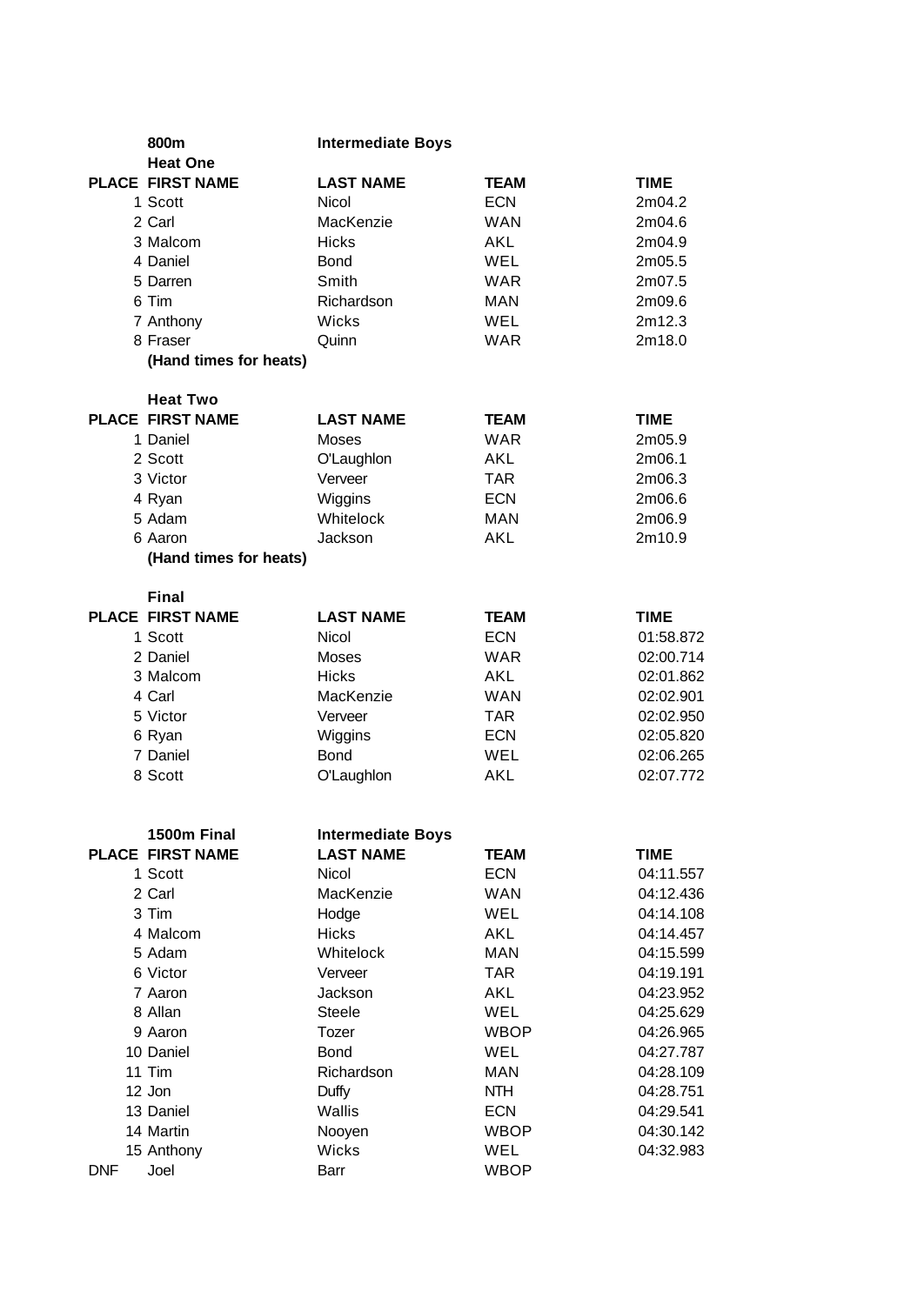## 800m — Intermediate Boys

### Heat One

| PLACE | FIRST NAME | LAST NAME | TEAM | TIME |
|---|---|---|---|---|
| 1 | Scott | Nicol | ECN | 2m04.2 |
| 2 | Carl | MacKenzie | WAN | 2m04.6 |
| 3 | Malcom | Hicks | AKL | 2m04.9 |
| 4 | Daniel | Bond | WEL | 2m05.5 |
| 5 | Darren | Smith | WAR | 2m07.5 |
| 6 | Tim | Richardson | MAN | 2m09.6 |
| 7 | Anthony | Wicks | WEL | 2m12.3 |
| 8 | Fraser | Quinn | WAR | 2m18.0 |

**(Hand times for heats)**

### Heat Two

| PLACE | FIRST NAME | LAST NAME | TEAM | TIME |
|---|---|---|---|---|
| 1 | Daniel | Moses | WAR | 2m05.9 |
| 2 | Scott | O'Laughlon | AKL | 2m06.1 |
| 3 | Victor | Verveer | TAR | 2m06.3 |
| 4 | Ryan | Wiggins | ECN | 2m06.6 |
| 5 | Adam | Whitelock | MAN | 2m06.9 |
| 6 | Aaron | Jackson | AKL | 2m10.9 |

**(Hand times for heats)**

### Final

| PLACE | FIRST NAME | LAST NAME | TEAM | TIME |
|---|---|---|---|---|
| 1 | Scott | Nicol | ECN | 01:58.872 |
| 2 | Daniel | Moses | WAR | 02:00.714 |
| 3 | Malcom | Hicks | AKL | 02:01.862 |
| 4 | Carl | MacKenzie | WAN | 02:02.901 |
| 5 | Victor | Verveer | TAR | 02:02.950 |
| 6 | Ryan | Wiggins | ECN | 02:05.820 |
| 7 | Daniel | Bond | WEL | 02:06.265 |
| 8 | Scott | O'Laughlon | AKL | 02:07.772 |

## 1500m Final — Intermediate Boys

| PLACE | FIRST NAME | LAST NAME | TEAM | TIME |
|---|---|---|---|---|
| 1 | Scott | Nicol | ECN | 04:11.557 |
| 2 | Carl | MacKenzie | WAN | 04:12.436 |
| 3 | Tim | Hodge | WEL | 04:14.108 |
| 4 | Malcom | Hicks | AKL | 04:14.457 |
| 5 | Adam | Whitelock | MAN | 04:15.599 |
| 6 | Victor | Verveer | TAR | 04:19.191 |
| 7 | Aaron | Jackson | AKL | 04:23.952 |
| 8 | Allan | Steele | WEL | 04:25.629 |
| 9 | Aaron | Tozer | WBOP | 04:26.965 |
| 10 | Daniel | Bond | WEL | 04:27.787 |
| 11 | Tim | Richardson | MAN | 04:28.109 |
| 12 | Jon | Duffy | NTH | 04:28.751 |
| 13 | Daniel | Wallis | ECN | 04:29.541 |
| 14 | Martin | Nooyen | WBOP | 04:30.142 |
| 15 | Anthony | Wicks | WEL | 04:32.983 |
| DNF | Joel | Barr | WBOP | |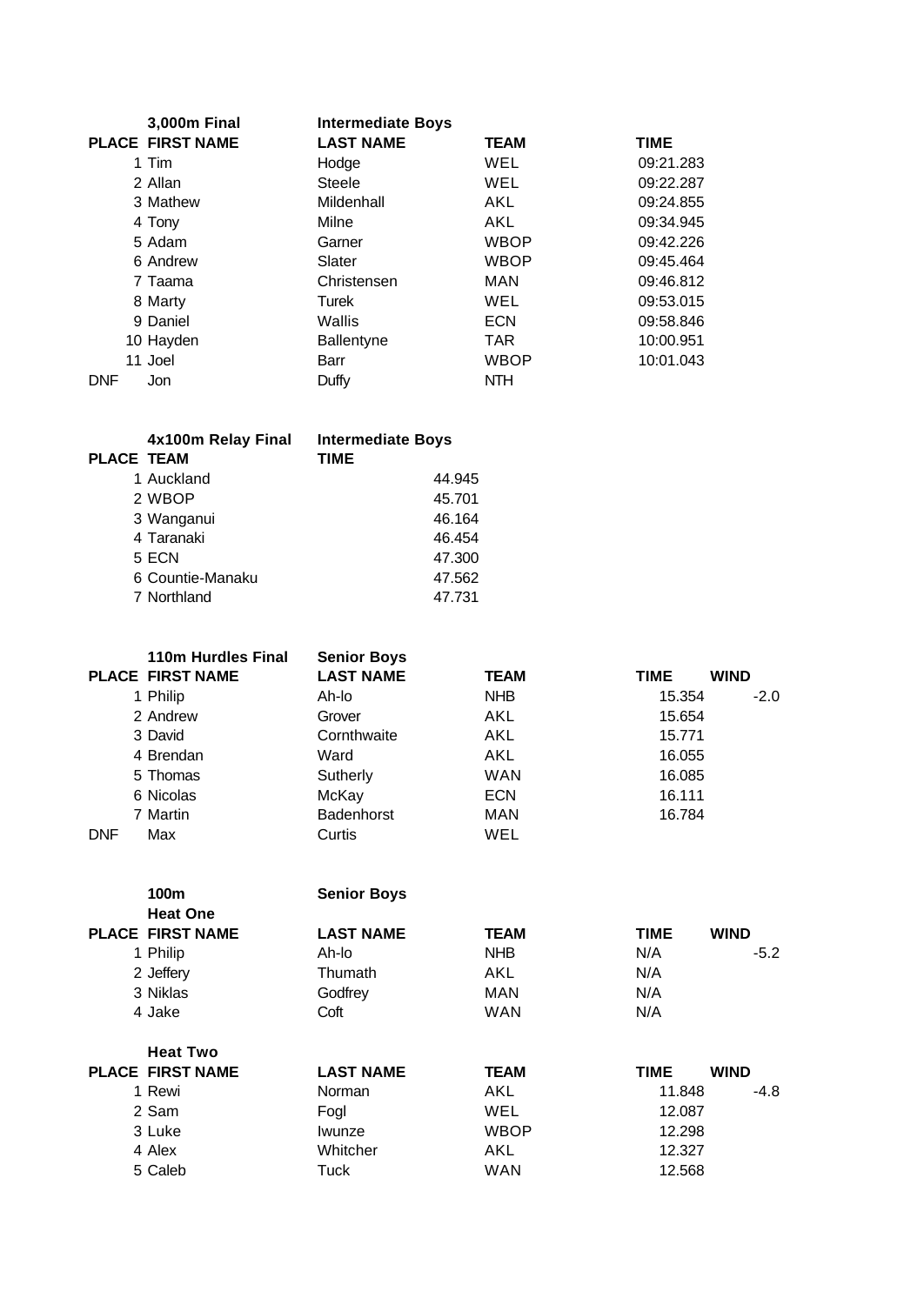**3,000m Final** — **Intermediate Boys**

| PLACE | FIRST NAME | LAST NAME | TEAM | TIME |
|---|---|---|---|---|
| 1 | Tim | Hodge | WEL | 09:21.283 |
| 2 | Allan | Steele | WEL | 09:22.287 |
| 3 | Mathew | Mildenhall | AKL | 09:24.855 |
| 4 | Tony | Milne | AKL | 09:34.945 |
| 5 | Adam | Garner | WBOP | 09:42.226 |
| 6 | Andrew | Slater | WBOP | 09:45.464 |
| 7 | Taama | Christensen | MAN | 09:46.812 |
| 8 | Marty | Turek | WEL | 09:53.015 |
| 9 | Daniel | Wallis | ECN | 09:58.846 |
| 10 | Hayden | Ballentyne | TAR | 10:00.951 |
| 11 | Joel | Barr | WBOP | 10:01.043 |
| DNF | Jon | Duffy | NTH | |

**4x100m Relay Final** — **Intermediate Boys**

| PLACE | TEAM | TIME |
|---|---|---|
| 1 | Auckland | 44.945 |
| 2 | WBOP | 45.701 |
| 3 | Wanganui | 46.164 |
| 4 | Taranaki | 46.454 |
| 5 | ECN | 47.300 |
| 6 | Countie-Manaku | 47.562 |
| 7 | Northland | 47.731 |

**110m Hurdles Final** — **Senior Boys**

| PLACE | FIRST NAME | LAST NAME | TEAM | TIME | WIND |
|---|---|---|---|---|---|
| 1 | Philip | Ah-lo | NHB | 15.354 | -2.0 |
| 2 | Andrew | Grover | AKL | 15.654 | |
| 3 | David | Cornthwaite | AKL | 15.771 | |
| 4 | Brendan | Ward | AKL | 16.055 | |
| 5 | Thomas | Sutherly | WAN | 16.085 | |
| 6 | Nicolas | McKay | ECN | 16.111 | |
| 7 | Martin | Badenhorst | MAN | 16.784 | |
| DNF | Max | Curtis | WEL | | |

**100m** — **Senior Boys**

**Heat One**

| PLACE | FIRST NAME | LAST NAME | TEAM | TIME | WIND |
|---|---|---|---|---|---|
| 1 | Philip | Ah-lo | NHB | N/A | -5.2 |
| 2 | Jeffery | Thumath | AKL | N/A | |
| 3 | Niklas | Godfrey | MAN | N/A | |
| 4 | Jake | Coft | WAN | N/A | |

**Heat Two**

| PLACE | FIRST NAME | LAST NAME | TEAM | TIME | WIND |
|---|---|---|---|---|---|
| 1 | Rewi | Norman | AKL | 11.848 | -4.8 |
| 2 | Sam | Fogl | WEL | 12.087 | |
| 3 | Luke | Iwunze | WBOP | 12.298 | |
| 4 | Alex | Whitcher | AKL | 12.327 | |
| 5 | Caleb | Tuck | WAN | 12.568 | |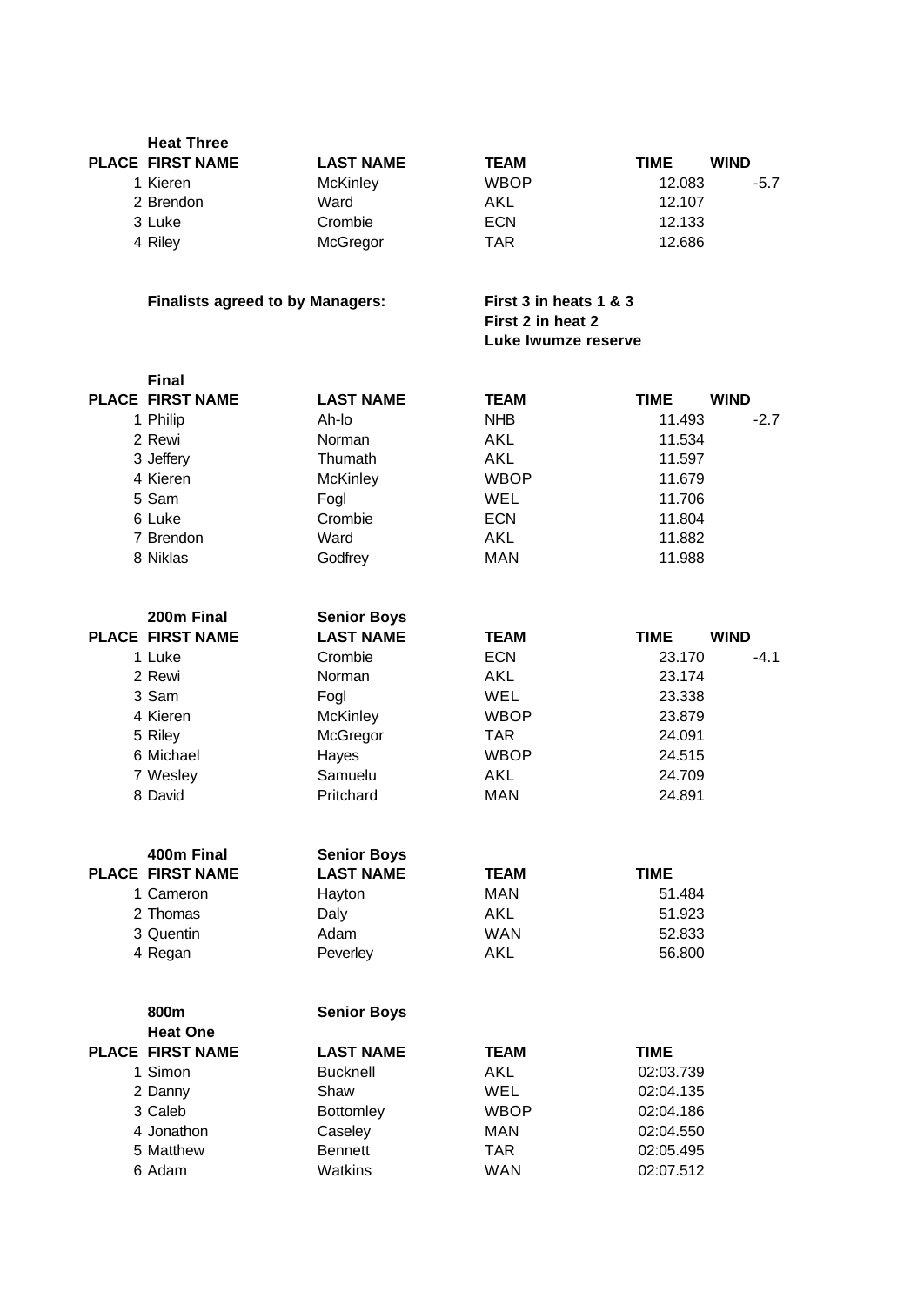**Heat Three**

| PLACE | FIRST NAME | LAST NAME | TEAM | TIME | WIND |
|---|---|---|---|---|---|
| 1 | Kieren | McKinley | WBOP | 12.083 | -5.7 |
| 2 | Brendon | Ward | AKL | 12.107 | |
| 3 | Luke | Crombie | ECN | 12.133 | |
| 4 | Riley | McGregor | TAR | 12.686 | |

**Finalists agreed to by Managers:** **First 3 in heats 1 & 3**
**First 2 in heat 2**
**Luke Iwumze reserve**

**Final**

| PLACE | FIRST NAME | LAST NAME | TEAM | TIME | WIND |
|---|---|---|---|---|---|
| 1 | Philip | Ah-lo | NHB | 11.493 | -2.7 |
| 2 | Rewi | Norman | AKL | 11.534 | |
| 3 | Jeffery | Thumath | AKL | 11.597 | |
| 4 | Kieren | McKinley | WBOP | 11.679 | |
| 5 | Sam | Fogl | WEL | 11.706 | |
| 6 | Luke | Crombie | ECN | 11.804 | |
| 7 | Brendon | Ward | AKL | 11.882 | |
| 8 | Niklas | Godfrey | MAN | 11.988 | |

**200m Final** **Senior Boys**

| PLACE | FIRST NAME | LAST NAME | TEAM | TIME | WIND |
|---|---|---|---|---|---|
| 1 | Luke | Crombie | ECN | 23.170 | -4.1 |
| 2 | Rewi | Norman | AKL | 23.174 | |
| 3 | Sam | Fogl | WEL | 23.338 | |
| 4 | Kieren | McKinley | WBOP | 23.879 | |
| 5 | Riley | McGregor | TAR | 24.091 | |
| 6 | Michael | Hayes | WBOP | 24.515 | |
| 7 | Wesley | Samuelu | AKL | 24.709 | |
| 8 | David | Pritchard | MAN | 24.891 | |

**400m Final** **Senior Boys**

| PLACE | FIRST NAME | LAST NAME | TEAM | TIME |
|---|---|---|---|---|
| 1 | Cameron | Hayton | MAN | 51.484 |
| 2 | Thomas | Daly | AKL | 51.923 |
| 3 | Quentin | Adam | WAN | 52.833 |
| 4 | Regan | Peverley | AKL | 56.800 |

**800m** **Senior Boys**

**Heat One**

| PLACE | FIRST NAME | LAST NAME | TEAM | TIME |
|---|---|---|---|---|
| 1 | Simon | Bucknell | AKL | 02:03.739 |
| 2 | Danny | Shaw | WEL | 02:04.135 |
| 3 | Caleb | Bottomley | WBOP | 02:04.186 |
| 4 | Jonathon | Caseley | MAN | 02:04.550 |
| 5 | Matthew | Bennett | TAR | 02:05.495 |
| 6 | Adam | Watkins | WAN | 02:07.512 |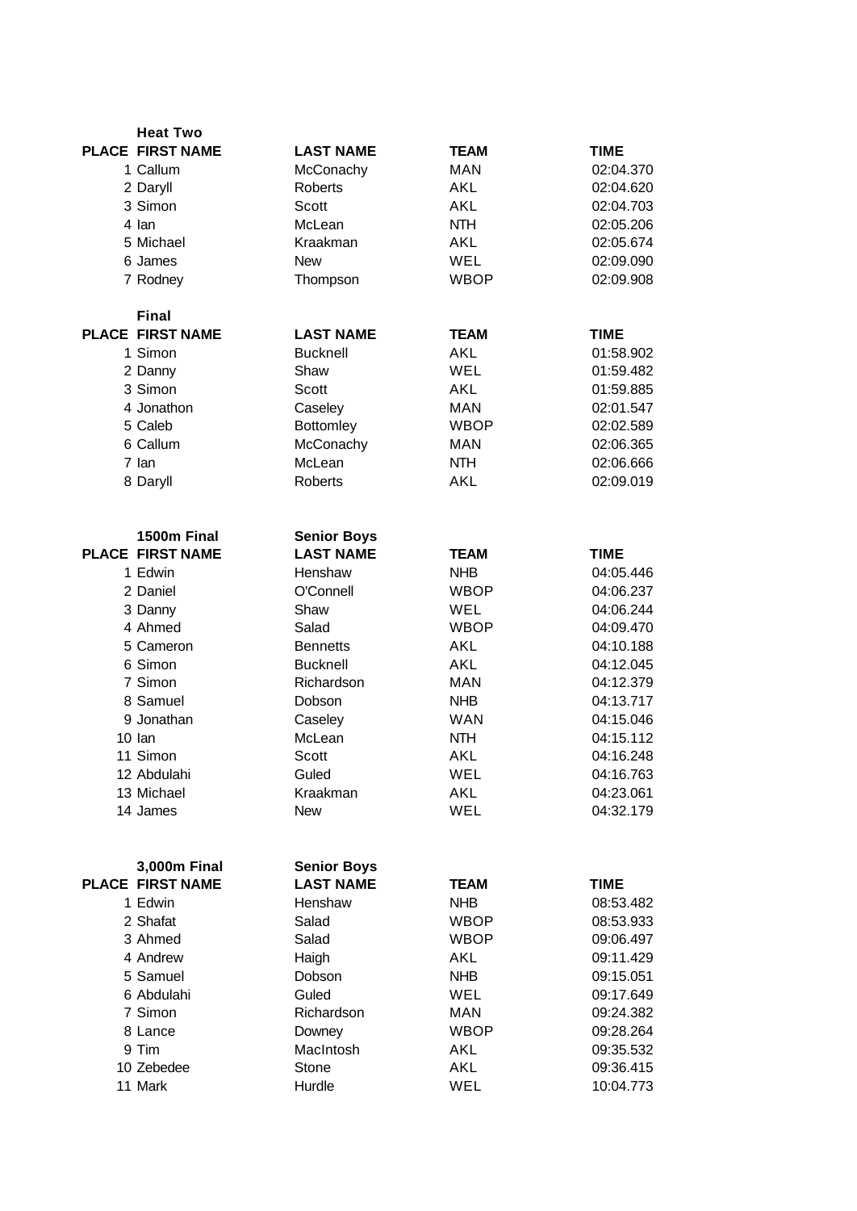**Heat Two**

| PLACE | FIRST NAME | LAST NAME | TEAM | TIME |
|---|---|---|---|---|
| 1 | Callum | McConachy | MAN | 02:04.370 |
| 2 | Daryll | Roberts | AKL | 02:04.620 |
| 3 | Simon | Scott | AKL | 02:04.703 |
| 4 | Ian | McLean | NTH | 02:05.206 |
| 5 | Michael | Kraakman | AKL | 02:05.674 |
| 6 | James | New | WEL | 02:09.090 |
| 7 | Rodney | Thompson | WBOP | 02:09.908 |

**Final**

| PLACE | FIRST NAME | LAST NAME | TEAM | TIME |
|---|---|---|---|---|
| 1 | Simon | Bucknell | AKL | 01:58.902 |
| 2 | Danny | Shaw | WEL | 01:59.482 |
| 3 | Simon | Scott | AKL | 01:59.885 |
| 4 | Jonathon | Caseley | MAN | 02:01.547 |
| 5 | Caleb | Bottomley | WBOP | 02:02.589 |
| 6 | Callum | McConachy | MAN | 02:06.365 |
| 7 | Ian | McLean | NTH | 02:06.666 |
| 8 | Daryll | Roberts | AKL | 02:09.019 |

**1500m Final** **Senior Boys**

| PLACE | FIRST NAME | LAST NAME | TEAM | TIME |
|---|---|---|---|---|
| 1 | Edwin | Henshaw | NHB | 04:05.446 |
| 2 | Daniel | O'Connell | WBOP | 04:06.237 |
| 3 | Danny | Shaw | WEL | 04:06.244 |
| 4 | Ahmed | Salad | WBOP | 04:09.470 |
| 5 | Cameron | Bennetts | AKL | 04:10.188 |
| 6 | Simon | Bucknell | AKL | 04:12.045 |
| 7 | Simon | Richardson | MAN | 04:12.379 |
| 8 | Samuel | Dobson | NHB | 04:13.717 |
| 9 | Jonathan | Caseley | WAN | 04:15.046 |
| 10 | Ian | McLean | NTH | 04:15.112 |
| 11 | Simon | Scott | AKL | 04:16.248 |
| 12 | Abdulahi | Guled | WEL | 04:16.763 |
| 13 | Michael | Kraakman | AKL | 04:23.061 |
| 14 | James | New | WEL | 04:32.179 |

**3,000m Final** **Senior Boys**

| PLACE | FIRST NAME | LAST NAME | TEAM | TIME |
|---|---|---|---|---|
| 1 | Edwin | Henshaw | NHB | 08:53.482 |
| 2 | Shafat | Salad | WBOP | 08:53.933 |
| 3 | Ahmed | Salad | WBOP | 09:06.497 |
| 4 | Andrew | Haigh | AKL | 09:11.429 |
| 5 | Samuel | Dobson | NHB | 09:15.051 |
| 6 | Abdulahi | Guled | WEL | 09:17.649 |
| 7 | Simon | Richardson | MAN | 09:24.382 |
| 8 | Lance | Downey | WBOP | 09:28.264 |
| 9 | Tim | MacIntosh | AKL | 09:35.532 |
| 10 | Zebedee | Stone | AKL | 09:36.415 |
| 11 | Mark | Hurdle | WEL | 10:04.773 |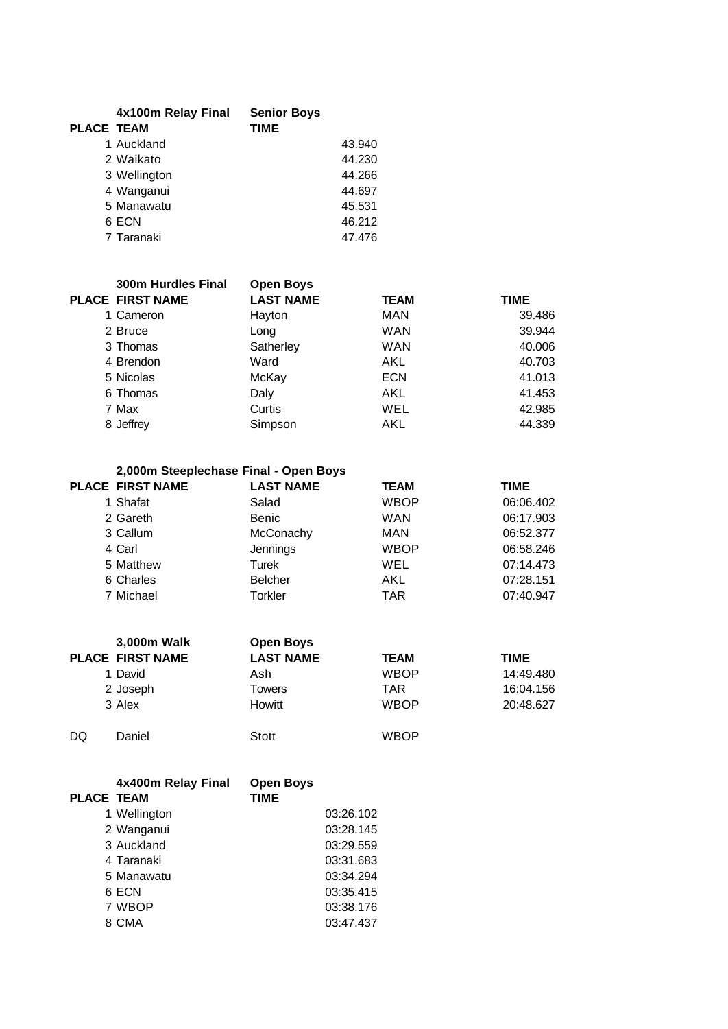### 4x100m Relay Final — Senior Boys

| PLACE | TEAM | TIME |
|---|---|---|
| 1 | Auckland | 43.940 |
| 2 | Waikato | 44.230 |
| 3 | Wellington | 44.266 |
| 4 | Wanganui | 44.697 |
| 5 | Manawatu | 45.531 |
| 6 | ECN | 46.212 |
| 7 | Taranaki | 47.476 |

### 300m Hurdles Final — Open Boys

| PLACE | FIRST NAME | LAST NAME | TEAM | TIME |
|---|---|---|---|---|
| 1 | Cameron | Hayton | MAN | 39.486 |
| 2 | Bruce | Long | WAN | 39.944 |
| 3 | Thomas | Satherley | WAN | 40.006 |
| 4 | Brendon | Ward | AKL | 40.703 |
| 5 | Nicolas | McKay | ECN | 41.013 |
| 6 | Thomas | Daly | AKL | 41.453 |
| 7 | Max | Curtis | WEL | 42.985 |
| 8 | Jeffrey | Simpson | AKL | 44.339 |

### 2,000m Steeplechase Final - Open Boys

| PLACE | FIRST NAME | LAST NAME | TEAM | TIME |
|---|---|---|---|---|
| 1 | Shafat | Salad | WBOP | 06:06.402 |
| 2 | Gareth | Benic | WAN | 06:17.903 |
| 3 | Callum | McConachy | MAN | 06:52.377 |
| 4 | Carl | Jennings | WBOP | 06:58.246 |
| 5 | Matthew | Turek | WEL | 07:14.473 |
| 6 | Charles | Belcher | AKL | 07:28.151 |
| 7 | Michael | Torkler | TAR | 07:40.947 |

### 3,000m Walk — Open Boys

| PLACE | FIRST NAME | LAST NAME | TEAM | TIME |
|---|---|---|---|---|
| 1 | David | Ash | WBOP | 14:49.480 |
| 2 | Joseph | Towers | TAR | 16:04.156 |
| 3 | Alex | Howitt | WBOP | 20:48.627 |
| DQ | Daniel | Stott | WBOP | |

### 4x400m Relay Final — Open Boys

| PLACE | TEAM | TIME |
|---|---|---|
| 1 | Wellington | 03:26.102 |
| 2 | Wanganui | 03:28.145 |
| 3 | Auckland | 03:29.559 |
| 4 | Taranaki | 03:31.683 |
| 5 | Manawatu | 03:34.294 |
| 6 | ECN | 03:35.415 |
| 7 | WBOP | 03:38.176 |
| 8 | CMA | 03:47.437 |